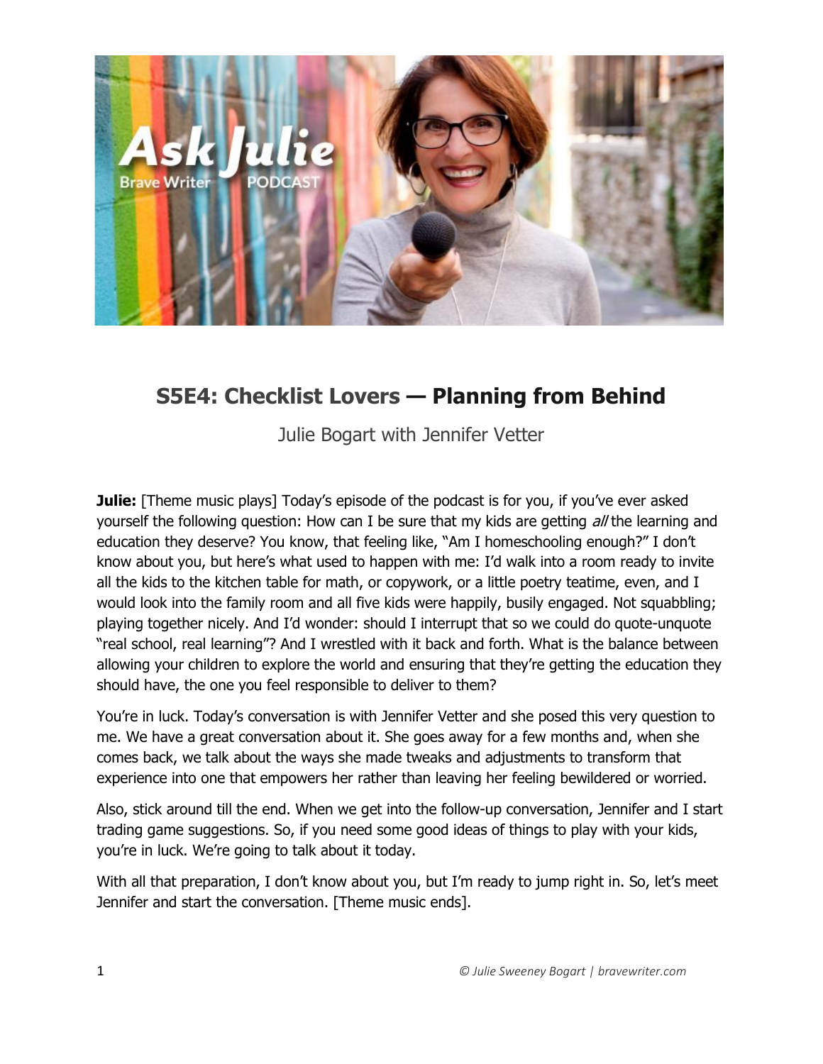# S5E4: Checklist Lovers — Planning from Behind

Julie Bogart with Jennifer Vetter

**Julie:** [Theme music plays] Today's episode of the podcast is for you, if you've ever asked yourself the following question: How can I be sure that my kids are getting *all* the learning and education they deserve? You know, that feeling like, "Am I homeschooling enough?" I don't know about you, but here's what used to happen with me: I'd walk into a room ready to invite all the kids to the kitchen table for math, or copywork, or a little poetry teatime, even, and I would look into the family room and all five kids were happily, busily engaged. Not squabbling; playing together nicely. And I'd wonder: should I interrupt that so we could do quote-unquote "real school, real learning"? And I wrestled with it back and forth. What is the balance between allowing your children to explore the world and ensuring that they're getting the education they should have, the one you feel responsible to deliver to them?

You're in luck. Today's conversation is with Jennifer Vetter and she posed this very question to me. We have a great conversation about it. She goes away for a few months and, when she comes back, we talk about the ways she made tweaks and adjustments to transform that experience into one that empowers her rather than leaving her feeling bewildered or worried.

Also, stick around till the end. When we get into the follow-up conversation, Jennifer and I start trading game suggestions. So, if you need some good ideas of things to play with your kids, you're in luck. We're going to talk about it today.

With all that preparation, I don't know about you, but I'm ready to jump right in. So, let's meet Jennifer and start the conversation. [Theme music ends].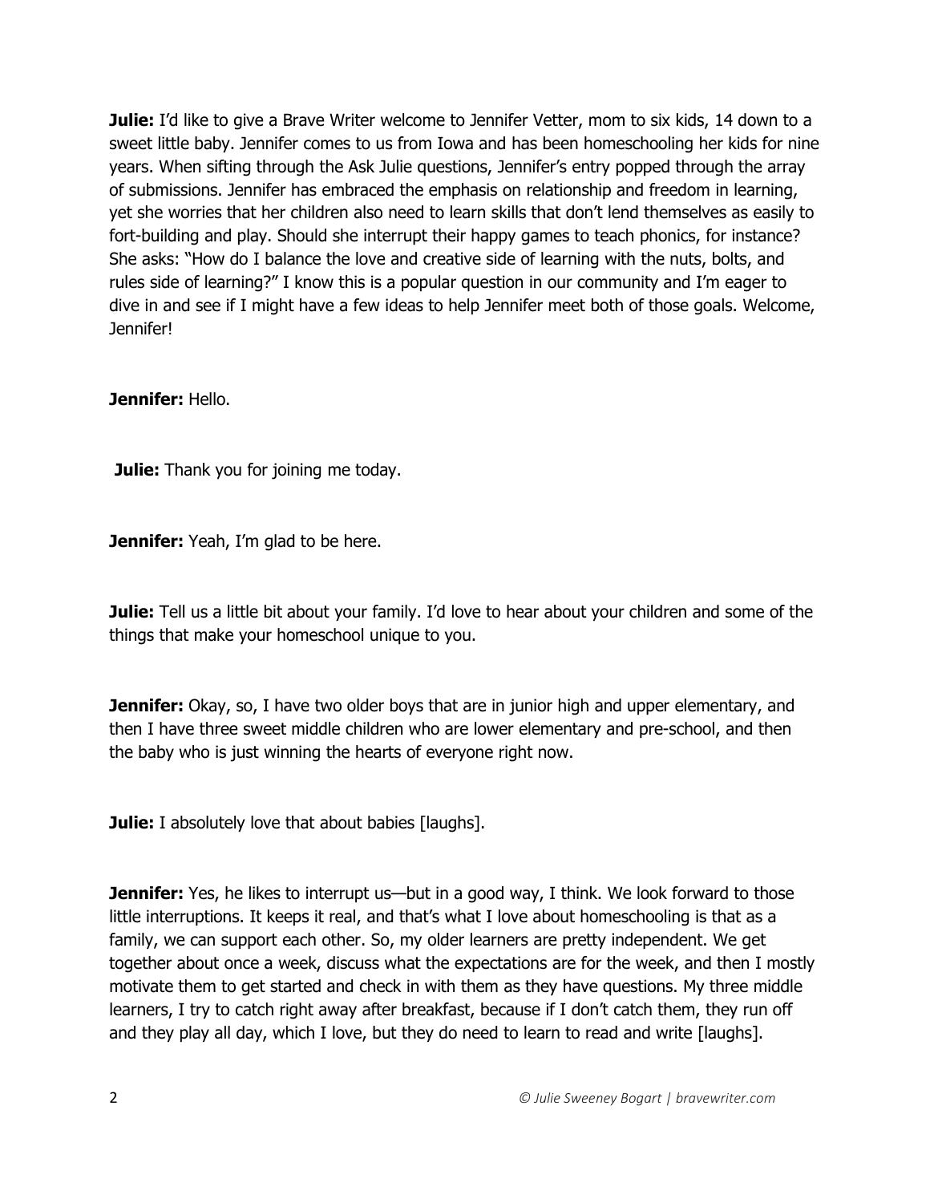**Julie:** I'd like to give a Brave Writer welcome to Jennifer Vetter, mom to six kids, 14 down to a sweet little baby. Jennifer comes to us from Iowa and has been homeschooling her kids for nine years. When sifting through the Ask Julie questions, Jennifer's entry popped through the array of submissions. Jennifer has embraced the emphasis on relationship and freedom in learning, yet she worries that her children also need to learn skills that don't lend themselves as easily to fort-building and play. Should she interrupt their happy games to teach phonics, for instance? She asks: "How do I balance the love and creative side of learning with the nuts, bolts, and rules side of learning?" I know this is a popular question in our community and I'm eager to dive in and see if I might have a few ideas to help Jennifer meet both of those goals. Welcome, Jennifer!

**Jennifer:** Hello.

**Julie:** Thank you for joining me today.

**Jennifer:** Yeah, I'm glad to be here.

**Julie:** Tell us a little bit about your family. I'd love to hear about your children and some of the things that make your homeschool unique to you.

**Jennifer:** Okay, so, I have two older boys that are in junior high and upper elementary, and then I have three sweet middle children who are lower elementary and pre-school, and then the baby who is just winning the hearts of everyone right now.

**Julie:** I absolutely love that about babies [laughs].

**Jennifer:** Yes, he likes to interrupt us—but in a good way, I think. We look forward to those little interruptions. It keeps it real, and that's what I love about homeschooling is that as a family, we can support each other. So, my older learners are pretty independent. We get together about once a week, discuss what the expectations are for the week, and then I mostly motivate them to get started and check in with them as they have questions. My three middle learners, I try to catch right away after breakfast, because if I don't catch them, they run off and they play all day, which I love, but they do need to learn to read and write [laughs].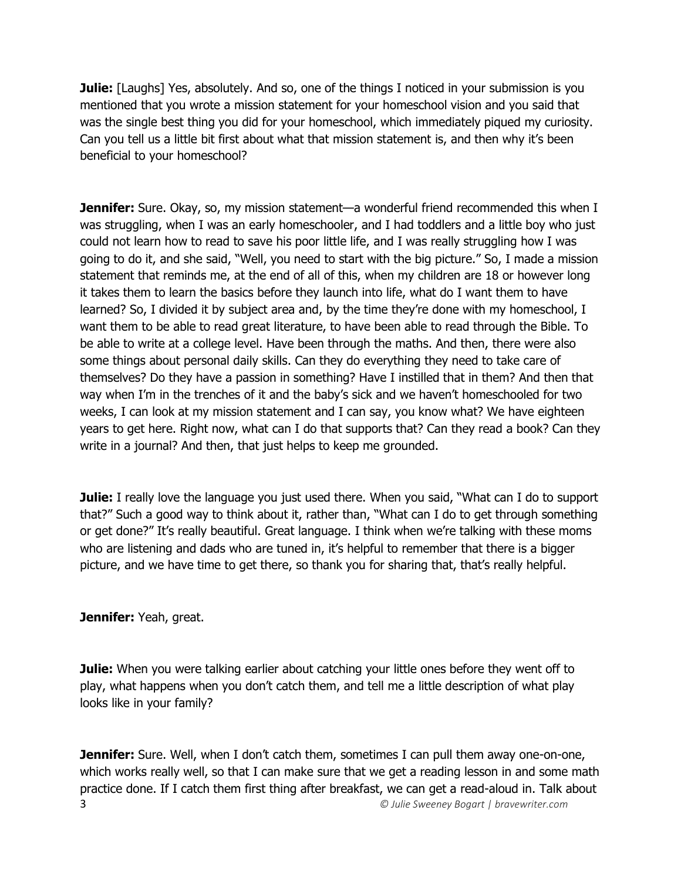**Julie:** [Laughs] Yes, absolutely. And so, one of the things I noticed in your submission is you mentioned that you wrote a mission statement for your homeschool vision and you said that was the single best thing you did for your homeschool, which immediately piqued my curiosity. Can you tell us a little bit first about what that mission statement is, and then why it's been beneficial to your homeschool?

**Jennifer:** Sure. Okay, so, my mission statement—a wonderful friend recommended this when I was struggling, when I was an early homeschooler, and I had toddlers and a little boy who just could not learn how to read to save his poor little life, and I was really struggling how I was going to do it, and she said, "Well, you need to start with the big picture." So, I made a mission statement that reminds me, at the end of all of this, when my children are 18 or however long it takes them to learn the basics before they launch into life, what do I want them to have learned? So, I divided it by subject area and, by the time they're done with my homeschool, I want them to be able to read great literature, to have been able to read through the Bible. To be able to write at a college level. Have been through the maths. And then, there were also some things about personal daily skills. Can they do everything they need to take care of themselves? Do they have a passion in something? Have I instilled that in them? And then that way when I'm in the trenches of it and the baby's sick and we haven't homeschooled for two weeks, I can look at my mission statement and I can say, you know what? We have eighteen years to get here. Right now, what can I do that supports that? Can they read a book? Can they write in a journal? And then, that just helps to keep me grounded.

**Julie:** I really love the language you just used there. When you said, "What can I do to support that?" Such a good way to think about it, rather than, "What can I do to get through something or get done?" It's really beautiful. Great language. I think when we're talking with these moms who are listening and dads who are tuned in, it's helpful to remember that there is a bigger picture, and we have time to get there, so thank you for sharing that, that's really helpful.

**Jennifer:** Yeah, great.

**Julie:** When you were talking earlier about catching your little ones before they went off to play, what happens when you don't catch them, and tell me a little description of what play looks like in your family?

**Jennifer:** Sure. Well, when I don't catch them, sometimes I can pull them away one-on-one, which works really well, so that I can make sure that we get a reading lesson in and some math practice done. If I catch them first thing after breakfast, we can get a read-aloud in. Talk about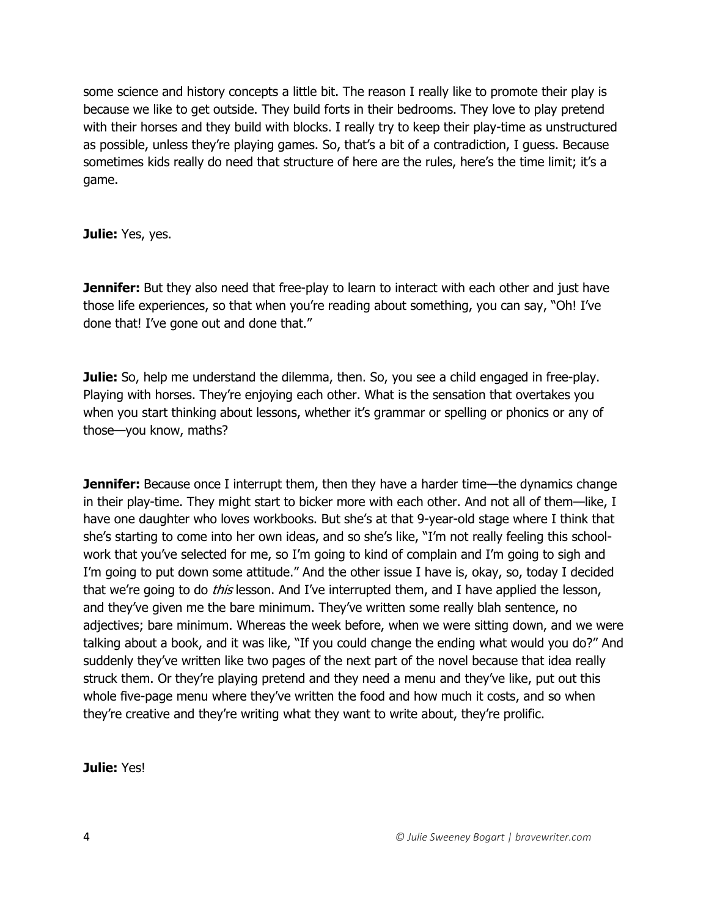some science and history concepts a little bit. The reason I really like to promote their play is because we like to get outside. They build forts in their bedrooms. They love to play pretend with their horses and they build with blocks. I really try to keep their play-time as unstructured as possible, unless they're playing games. So, that's a bit of a contradiction, I guess. Because sometimes kids really do need that structure of here are the rules, here's the time limit; it's a game.

**Julie:** Yes, yes.

**Jennifer:** But they also need that free-play to learn to interact with each other and just have those life experiences, so that when you're reading about something, you can say, "Oh! I've done that! I've gone out and done that."

**Julie:** So, help me understand the dilemma, then. So, you see a child engaged in free-play. Playing with horses. They're enjoying each other. What is the sensation that overtakes you when you start thinking about lessons, whether it's grammar or spelling or phonics or any of those—you know, maths?

**Jennifer:** Because once I interrupt them, then they have a harder time—the dynamics change in their play-time. They might start to bicker more with each other. And not all of them—like, I have one daughter who loves workbooks. But she's at that 9-year-old stage where I think that she's starting to come into her own ideas, and so she's like, "I'm not really feeling this school-work that you've selected for me, so I'm going to kind of complain and I'm going to sigh and I'm going to put down some attitude." And the other issue I have is, okay, so, today I decided that we're going to do *this* lesson. And I've interrupted them, and I have applied the lesson, and they've given me the bare minimum. They've written some really blah sentence, no adjectives; bare minimum. Whereas the week before, when we were sitting down, and we were talking about a book, and it was like, "If you could change the ending what would you do?" And suddenly they've written like two pages of the next part of the novel because that idea really struck them. Or they're playing pretend and they need a menu and they've like, put out this whole five-page menu where they've written the food and how much it costs, and so when they're creative and they're writing what they want to write about, they're prolific.

**Julie:** Yes!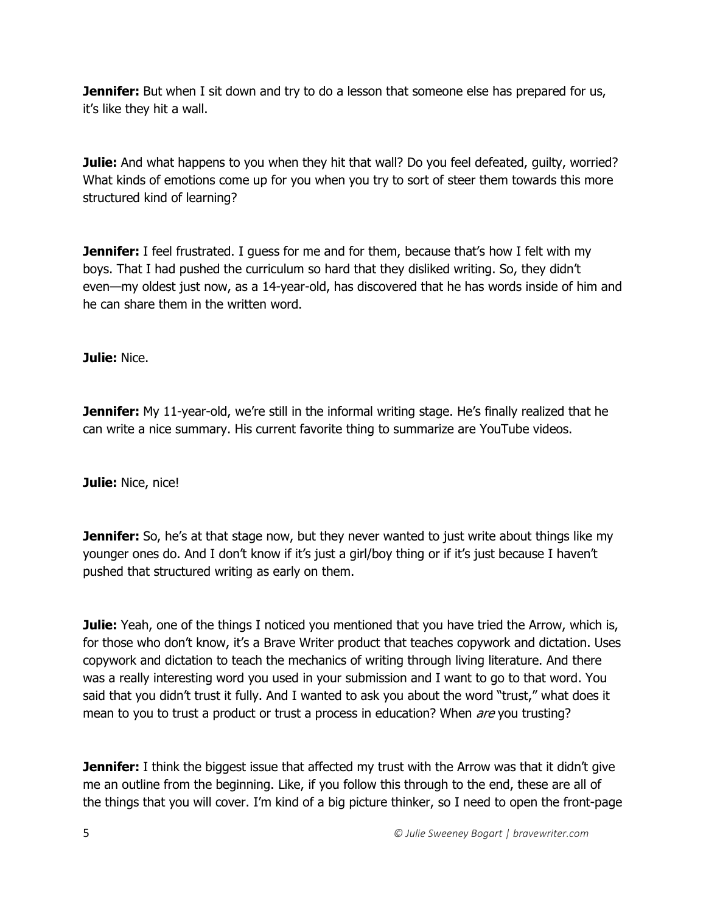**Jennifer:** But when I sit down and try to do a lesson that someone else has prepared for us, it's like they hit a wall.

**Julie:** And what happens to you when they hit that wall? Do you feel defeated, guilty, worried? What kinds of emotions come up for you when you try to sort of steer them towards this more structured kind of learning?

**Jennifer:** I feel frustrated. I guess for me and for them, because that's how I felt with my boys. That I had pushed the curriculum so hard that they disliked writing. So, they didn't even—my oldest just now, as a 14-year-old, has discovered that he has words inside of him and he can share them in the written word.

**Julie:** Nice.

**Jennifer:** My 11-year-old, we're still in the informal writing stage. He's finally realized that he can write a nice summary. His current favorite thing to summarize are YouTube videos.

**Julie:** Nice, nice!

**Jennifer:** So, he's at that stage now, but they never wanted to just write about things like my younger ones do. And I don't know if it's just a girl/boy thing or if it's just because I haven't pushed that structured writing as early on them.

**Julie:** Yeah, one of the things I noticed you mentioned that you have tried the Arrow, which is, for those who don't know, it's a Brave Writer product that teaches copywork and dictation. Uses copywork and dictation to teach the mechanics of writing through living literature. And there was a really interesting word you used in your submission and I want to go to that word. You said that you didn't trust it fully. And I wanted to ask you about the word "trust," what does it mean to you to trust a product or trust a process in education? When *are* you trusting?

**Jennifer:** I think the biggest issue that affected my trust with the Arrow was that it didn't give me an outline from the beginning. Like, if you follow this through to the end, these are all of the things that you will cover. I'm kind of a big picture thinker, so I need to open the front-page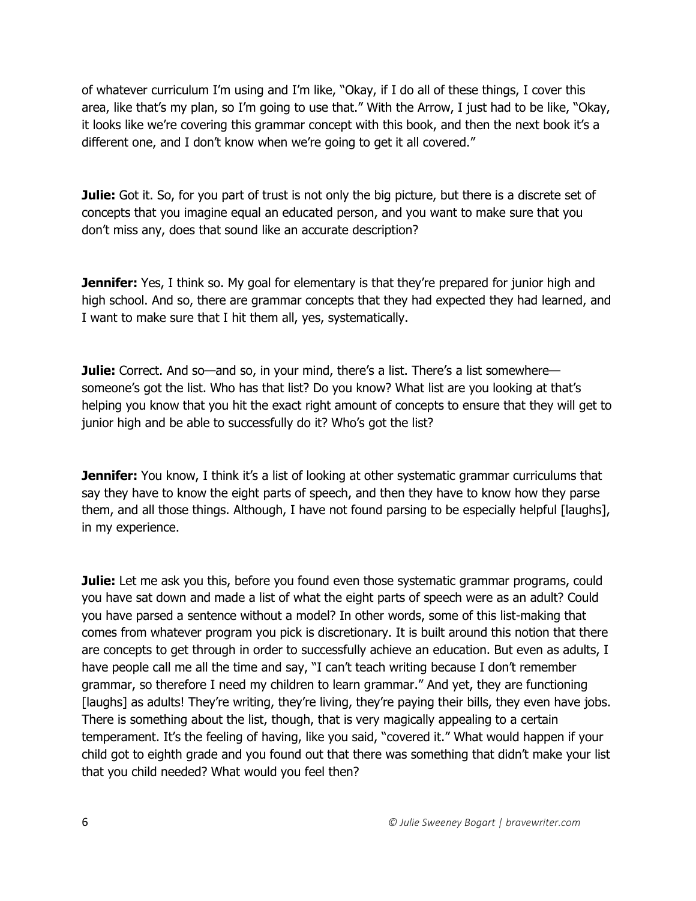of whatever curriculum I'm using and I'm like, "Okay, if I do all of these things, I cover this area, like that's my plan, so I'm going to use that." With the Arrow, I just had to be like, "Okay, it looks like we're covering this grammar concept with this book, and then the next book it's a different one, and I don't know when we're going to get it all covered."

**Julie:** Got it. So, for you part of trust is not only the big picture, but there is a discrete set of concepts that you imagine equal an educated person, and you want to make sure that you don't miss any, does that sound like an accurate description?

**Jennifer:** Yes, I think so. My goal for elementary is that they're prepared for junior high and high school. And so, there are grammar concepts that they had expected they had learned, and I want to make sure that I hit them all, yes, systematically.

**Julie:** Correct. And so—and so, in your mind, there's a list. There's a list somewhere—someone's got the list. Who has that list? Do you know? What list are you looking at that's helping you know that you hit the exact right amount of concepts to ensure that they will get to junior high and be able to successfully do it? Who's got the list?

**Jennifer:** You know, I think it's a list of looking at other systematic grammar curriculums that say they have to know the eight parts of speech, and then they have to know how they parse them, and all those things. Although, I have not found parsing to be especially helpful [laughs], in my experience.

**Julie:** Let me ask you this, before you found even those systematic grammar programs, could you have sat down and made a list of what the eight parts of speech were as an adult? Could you have parsed a sentence without a model? In other words, some of this list-making that comes from whatever program you pick is discretionary. It is built around this notion that there are concepts to get through in order to successfully achieve an education. But even as adults, I have people call me all the time and say, "I can't teach writing because I don't remember grammar, so therefore I need my children to learn grammar." And yet, they are functioning [laughs] as adults! They're writing, they're living, they're paying their bills, they even have jobs. There is something about the list, though, that is very magically appealing to a certain temperament. It's the feeling of having, like you said, "covered it." What would happen if your child got to eighth grade and you found out that there was something that didn't make your list that you child needed? What would you feel then?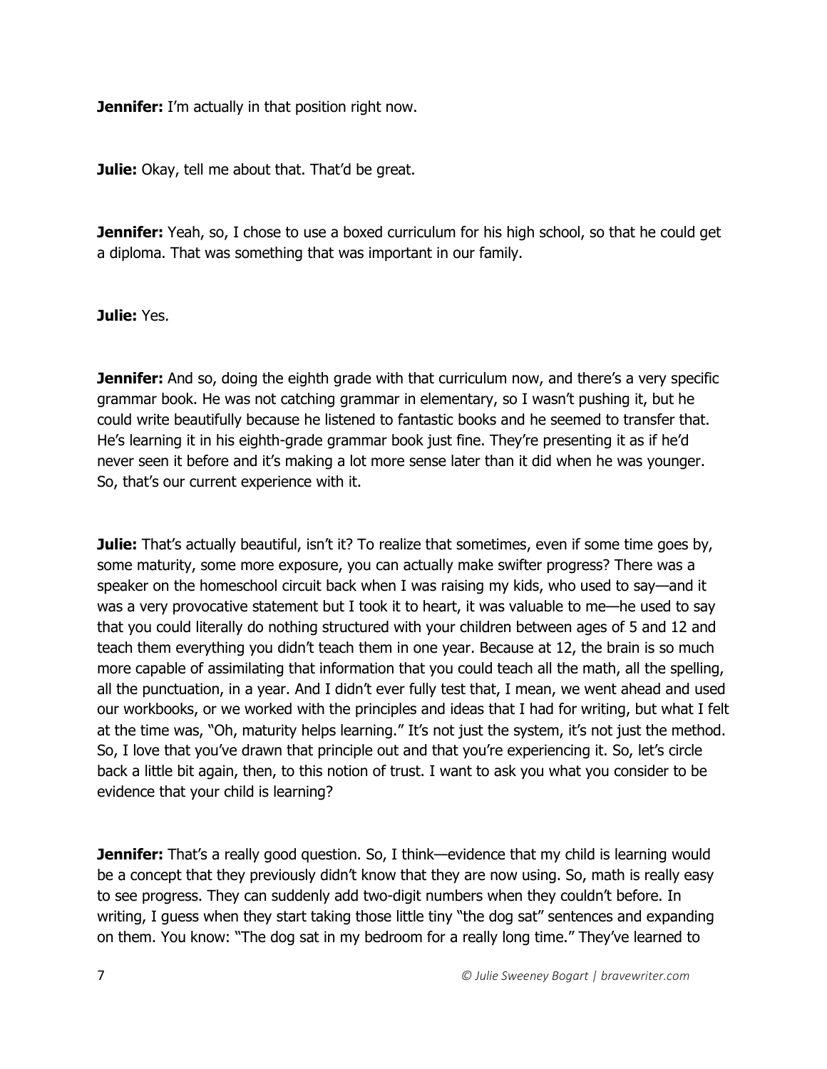**Jennifer:** I'm actually in that position right now.

**Julie:** Okay, tell me about that. That'd be great.

**Jennifer:** Yeah, so, I chose to use a boxed curriculum for his high school, so that he could get a diploma. That was something that was important in our family.

**Julie:** Yes.

**Jennifer:** And so, doing the eighth grade with that curriculum now, and there's a very specific grammar book. He was not catching grammar in elementary, so I wasn't pushing it, but he could write beautifully because he listened to fantastic books and he seemed to transfer that. He's learning it in his eighth-grade grammar book just fine. They're presenting it as if he'd never seen it before and it's making a lot more sense later than it did when he was younger. So, that's our current experience with it.

**Julie:** That's actually beautiful, isn't it? To realize that sometimes, even if some time goes by, some maturity, some more exposure, you can actually make swifter progress? There was a speaker on the homeschool circuit back when I was raising my kids, who used to say—and it was a very provocative statement but I took it to heart, it was valuable to me—he used to say that you could literally do nothing structured with your children between ages of 5 and 12 and teach them everything you didn't teach them in one year. Because at 12, the brain is so much more capable of assimilating that information that you could teach all the math, all the spelling, all the punctuation, in a year. And I didn't ever fully test that, I mean, we went ahead and used our workbooks, or we worked with the principles and ideas that I had for writing, but what I felt at the time was, "Oh, maturity helps learning." It's not just the system, it's not just the method. So, I love that you've drawn that principle out and that you're experiencing it. So, let's circle back a little bit again, then, to this notion of trust. I want to ask you what you consider to be evidence that your child is learning?

**Jennifer:** That's a really good question. So, I think—evidence that my child is learning would be a concept that they previously didn't know that they are now using. So, math is really easy to see progress. They can suddenly add two-digit numbers when they couldn't before. In writing, I guess when they start taking those little tiny "the dog sat" sentences and expanding on them. You know: "The dog sat in my bedroom for a really long time." They've learned to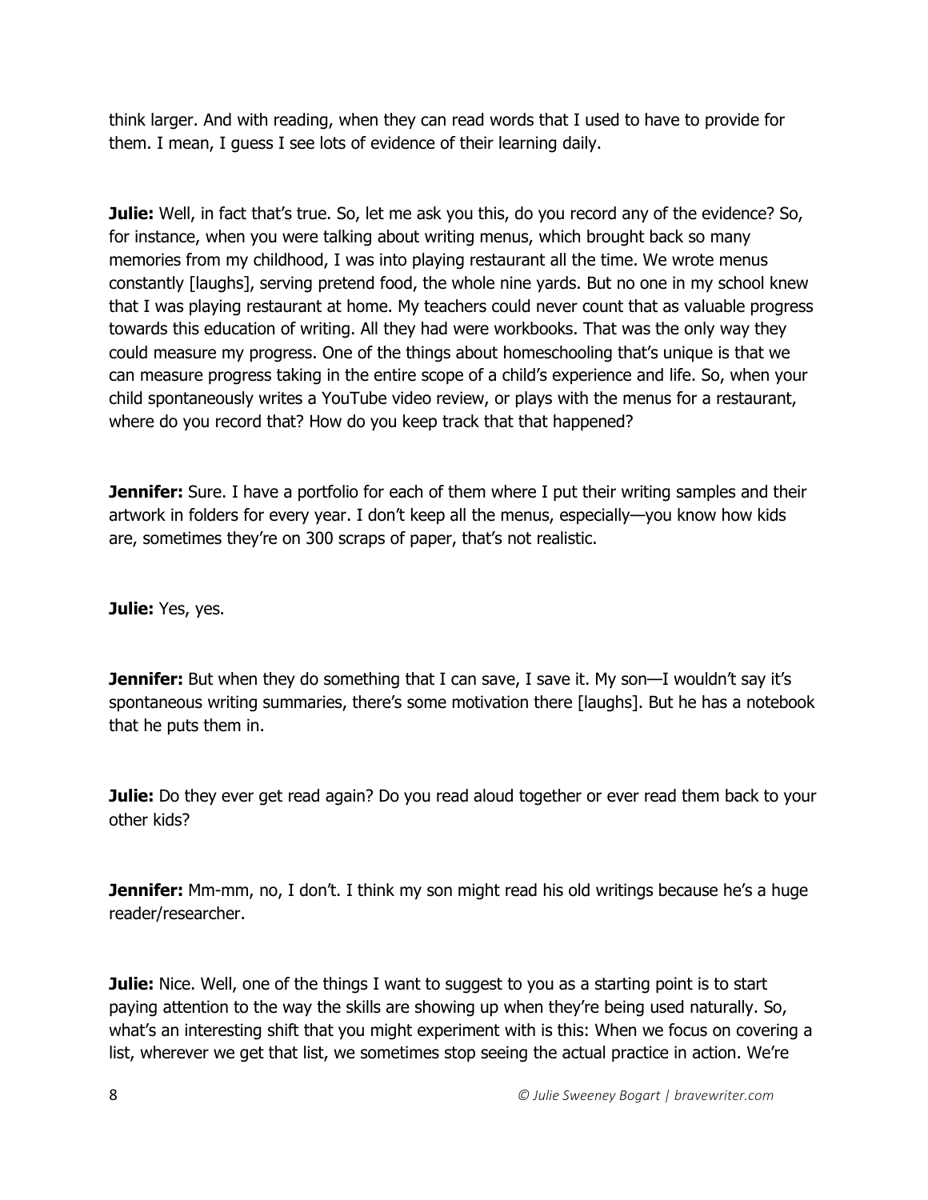think larger. And with reading, when they can read words that I used to have to provide for them. I mean, I guess I see lots of evidence of their learning daily.

**Julie:** Well, in fact that's true. So, let me ask you this, do you record any of the evidence? So, for instance, when you were talking about writing menus, which brought back so many memories from my childhood, I was into playing restaurant all the time. We wrote menus constantly [laughs], serving pretend food, the whole nine yards. But no one in my school knew that I was playing restaurant at home. My teachers could never count that as valuable progress towards this education of writing. All they had were workbooks. That was the only way they could measure my progress. One of the things about homeschooling that's unique is that we can measure progress taking in the entire scope of a child's experience and life. So, when your child spontaneously writes a YouTube video review, or plays with the menus for a restaurant, where do you record that? How do you keep track that that happened?

**Jennifer:** Sure. I have a portfolio for each of them where I put their writing samples and their artwork in folders for every year. I don't keep all the menus, especially—you know how kids are, sometimes they're on 300 scraps of paper, that's not realistic.

**Julie:** Yes, yes.

**Jennifer:** But when they do something that I can save, I save it. My son—I wouldn't say it's spontaneous writing summaries, there's some motivation there [laughs]. But he has a notebook that he puts them in.

**Julie:** Do they ever get read again? Do you read aloud together or ever read them back to your other kids?

**Jennifer:** Mm-mm, no, I don't. I think my son might read his old writings because he's a huge reader/researcher.

**Julie:** Nice. Well, one of the things I want to suggest to you as a starting point is to start paying attention to the way the skills are showing up when they're being used naturally. So, what's an interesting shift that you might experiment with is this: When we focus on covering a list, wherever we get that list, we sometimes stop seeing the actual practice in action. We're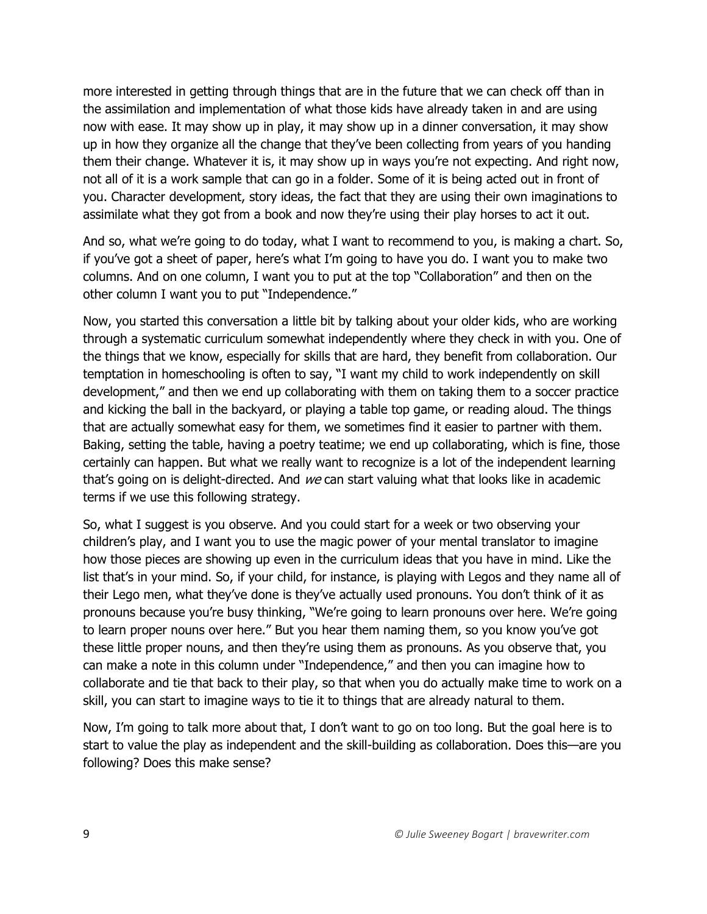more interested in getting through things that are in the future that we can check off than in the assimilation and implementation of what those kids have already taken in and are using now with ease. It may show up in play, it may show up in a dinner conversation, it may show up in how they organize all the change that they've been collecting from years of you handing them their change. Whatever it is, it may show up in ways you're not expecting. And right now, not all of it is a work sample that can go in a folder. Some of it is being acted out in front of you. Character development, story ideas, the fact that they are using their own imaginations to assimilate what they got from a book and now they're using their play horses to act it out.

And so, what we're going to do today, what I want to recommend to you, is making a chart. So, if you've got a sheet of paper, here's what I'm going to have you do. I want you to make two columns. And on one column, I want you to put at the top "Collaboration" and then on the other column I want you to put "Independence."

Now, you started this conversation a little bit by talking about your older kids, who are working through a systematic curriculum somewhat independently where they check in with you. One of the things that we know, especially for skills that are hard, they benefit from collaboration. Our temptation in homeschooling is often to say, "I want my child to work independently on skill development," and then we end up collaborating with them on taking them to a soccer practice and kicking the ball in the backyard, or playing a table top game, or reading aloud. The things that are actually somewhat easy for them, we sometimes find it easier to partner with them. Baking, setting the table, having a poetry teatime; we end up collaborating, which is fine, those certainly can happen. But what we really want to recognize is a lot of the independent learning that's going on is delight-directed. And *we* can start valuing what that looks like in academic terms if we use this following strategy.

So, what I suggest is you observe. And you could start for a week or two observing your children's play, and I want you to use the magic power of your mental translator to imagine how those pieces are showing up even in the curriculum ideas that you have in mind. Like the list that's in your mind. So, if your child, for instance, is playing with Legos and they name all of their Lego men, what they've done is they've actually used pronouns. You don't think of it as pronouns because you're busy thinking, "We're going to learn pronouns over here. We're going to learn proper nouns over here." But you hear them naming them, so you know you've got these little proper nouns, and then they're using them as pronouns. As you observe that, you can make a note in this column under "Independence," and then you can imagine how to collaborate and tie that back to their play, so that when you do actually make time to work on a skill, you can start to imagine ways to tie it to things that are already natural to them.

Now, I'm going to talk more about that, I don't want to go on too long. But the goal here is to start to value the play as independent and the skill-building as collaboration. Does this—are you following? Does this make sense?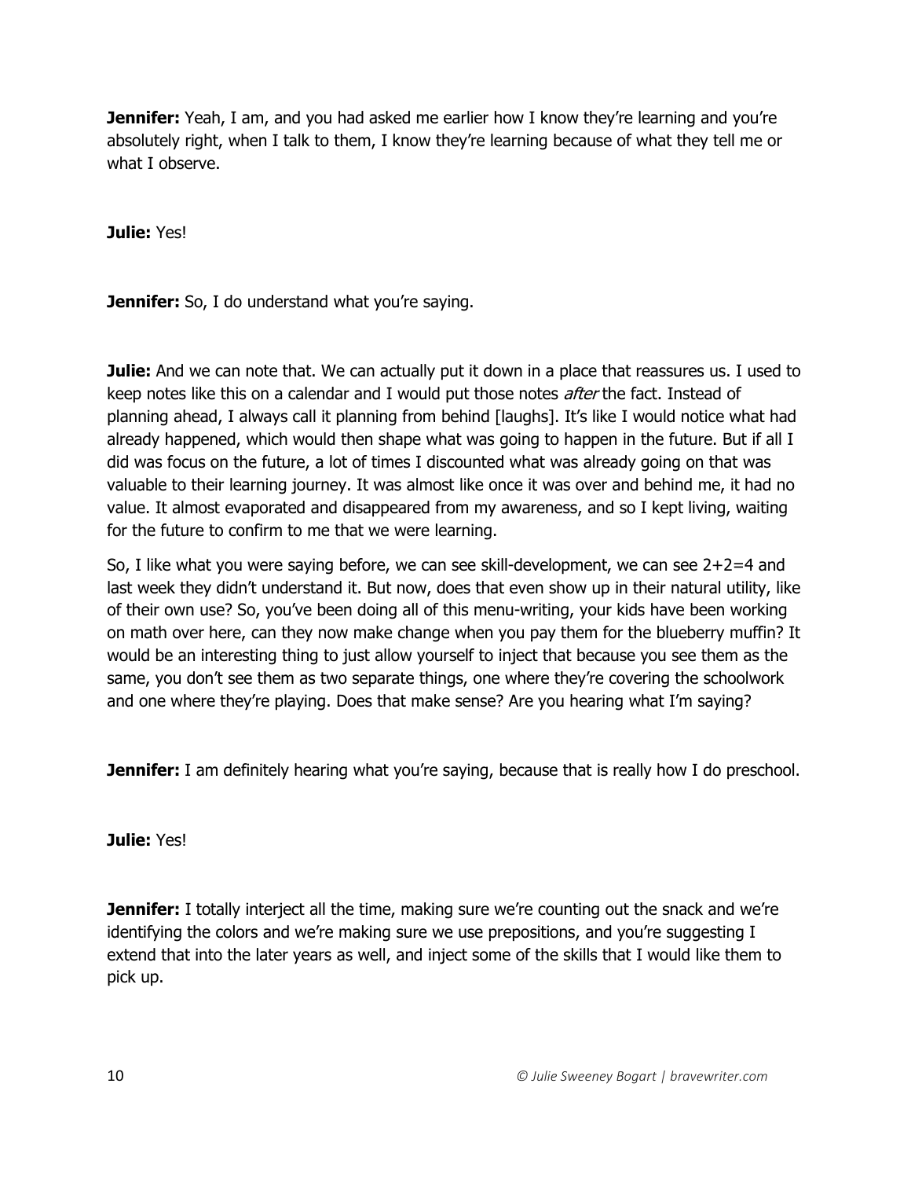**Jennifer:** Yeah, I am, and you had asked me earlier how I know they're learning and you're absolutely right, when I talk to them, I know they're learning because of what they tell me or what I observe.

**Julie:** Yes!

**Jennifer:** So, I do understand what you're saying.

**Julie:** And we can note that. We can actually put it down in a place that reassures us. I used to keep notes like this on a calendar and I would put those notes *after* the fact. Instead of planning ahead, I always call it planning from behind [laughs]. It's like I would notice what had already happened, which would then shape what was going to happen in the future. But if all I did was focus on the future, a lot of times I discounted what was already going on that was valuable to their learning journey. It was almost like once it was over and behind me, it had no value. It almost evaporated and disappeared from my awareness, and so I kept living, waiting for the future to confirm to me that we were learning.

So, I like what you were saying before, we can see skill-development, we can see 2+2=4 and last week they didn't understand it. But now, does that even show up in their natural utility, like of their own use? So, you've been doing all of this menu-writing, your kids have been working on math over here, can they now make change when you pay them for the blueberry muffin? It would be an interesting thing to just allow yourself to inject that because you see them as the same, you don't see them as two separate things, one where they're covering the schoolwork and one where they're playing. Does that make sense? Are you hearing what I'm saying?

**Jennifer:** I am definitely hearing what you're saying, because that is really how I do preschool.

**Julie:** Yes!

**Jennifer:** I totally interject all the time, making sure we're counting out the snack and we're identifying the colors and we're making sure we use prepositions, and you're suggesting I extend that into the later years as well, and inject some of the skills that I would like them to pick up.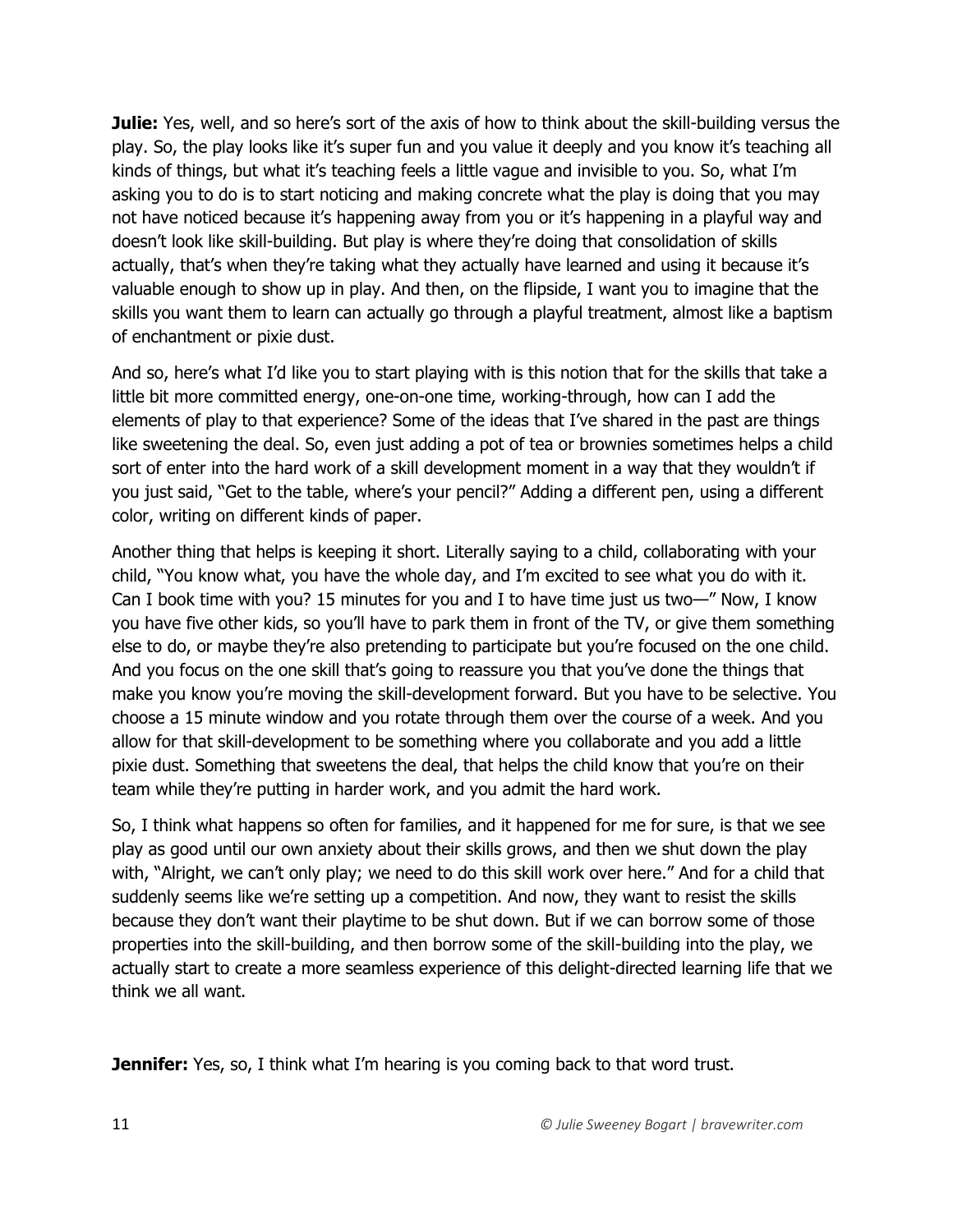**Julie:** Yes, well, and so here's sort of the axis of how to think about the skill-building versus the play. So, the play looks like it's super fun and you value it deeply and you know it's teaching all kinds of things, but what it's teaching feels a little vague and invisible to you. So, what I'm asking you to do is to start noticing and making concrete what the play is doing that you may not have noticed because it's happening away from you or it's happening in a playful way and doesn't look like skill-building. But play is where they're doing that consolidation of skills actually, that's when they're taking what they actually have learned and using it because it's valuable enough to show up in play. And then, on the flipside, I want you to imagine that the skills you want them to learn can actually go through a playful treatment, almost like a baptism of enchantment or pixie dust.

And so, here's what I'd like you to start playing with is this notion that for the skills that take a little bit more committed energy, one-on-one time, working-through, how can I add the elements of play to that experience? Some of the ideas that I've shared in the past are things like sweetening the deal. So, even just adding a pot of tea or brownies sometimes helps a child sort of enter into the hard work of a skill development moment in a way that they wouldn't if you just said, "Get to the table, where's your pencil?" Adding a different pen, using a different color, writing on different kinds of paper.

Another thing that helps is keeping it short. Literally saying to a child, collaborating with your child, "You know what, you have the whole day, and I'm excited to see what you do with it. Can I book time with you? 15 minutes for you and I to have time just us two—" Now, I know you have five other kids, so you'll have to park them in front of the TV, or give them something else to do, or maybe they're also pretending to participate but you're focused on the one child. And you focus on the one skill that's going to reassure you that you've done the things that make you know you're moving the skill-development forward. But you have to be selective. You choose a 15 minute window and you rotate through them over the course of a week. And you allow for that skill-development to be something where you collaborate and you add a little pixie dust. Something that sweetens the deal, that helps the child know that you're on their team while they're putting in harder work, and you admit the hard work.

So, I think what happens so often for families, and it happened for me for sure, is that we see play as good until our own anxiety about their skills grows, and then we shut down the play with, "Alright, we can't only play; we need to do this skill work over here." And for a child that suddenly seems like we're setting up a competition. And now, they want to resist the skills because they don't want their playtime to be shut down. But if we can borrow some of those properties into the skill-building, and then borrow some of the skill-building into the play, we actually start to create a more seamless experience of this delight-directed learning life that we think we all want.

**Jennifer:** Yes, so, I think what I'm hearing is you coming back to that word trust.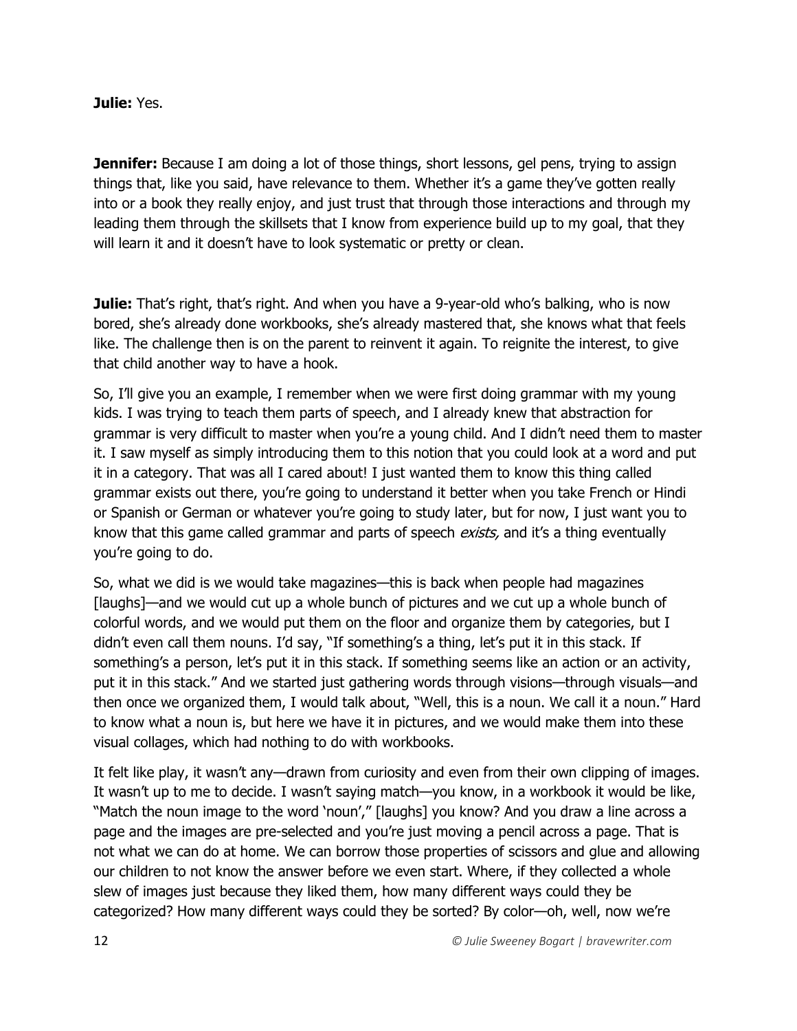**Julie:** Yes.

**Jennifer:** Because I am doing a lot of those things, short lessons, gel pens, trying to assign things that, like you said, have relevance to them. Whether it's a game they've gotten really into or a book they really enjoy, and just trust that through those interactions and through my leading them through the skillsets that I know from experience build up to my goal, that they will learn it and it doesn't have to look systematic or pretty or clean.

**Julie:** That's right, that's right. And when you have a 9-year-old who's balking, who is now bored, she's already done workbooks, she's already mastered that, she knows what that feels like. The challenge then is on the parent to reinvent it again. To reignite the interest, to give that child another way to have a hook.

So, I'll give you an example, I remember when we were first doing grammar with my young kids. I was trying to teach them parts of speech, and I already knew that abstraction for grammar is very difficult to master when you're a young child. And I didn't need them to master it. I saw myself as simply introducing them to this notion that you could look at a word and put it in a category. That was all I cared about! I just wanted them to know this thing called grammar exists out there, you're going to understand it better when you take French or Hindi or Spanish or German or whatever you're going to study later, but for now, I just want you to know that this game called grammar and parts of speech *exists,* and it's a thing eventually you're going to do.

So, what we did is we would take magazines—this is back when people had magazines [laughs]—and we would cut up a whole bunch of pictures and we cut up a whole bunch of colorful words, and we would put them on the floor and organize them by categories, but I didn't even call them nouns. I'd say, "If something's a thing, let's put it in this stack. If something's a person, let's put it in this stack. If something seems like an action or an activity, put it in this stack." And we started just gathering words through visions—through visuals—and then once we organized them, I would talk about, "Well, this is a noun. We call it a noun." Hard to know what a noun is, but here we have it in pictures, and we would make them into these visual collages, which had nothing to do with workbooks.

It felt like play, it wasn't any—drawn from curiosity and even from their own clipping of images. It wasn't up to me to decide. I wasn't saying match—you know, in a workbook it would be like, "Match the noun image to the word 'noun'," [laughs] you know? And you draw a line across a page and the images are pre-selected and you're just moving a pencil across a page. That is not what we can do at home. We can borrow those properties of scissors and glue and allowing our children to not know the answer before we even start. Where, if they collected a whole slew of images just because they liked them, how many different ways could they be categorized? How many different ways could they be sorted? By color—oh, well, now we're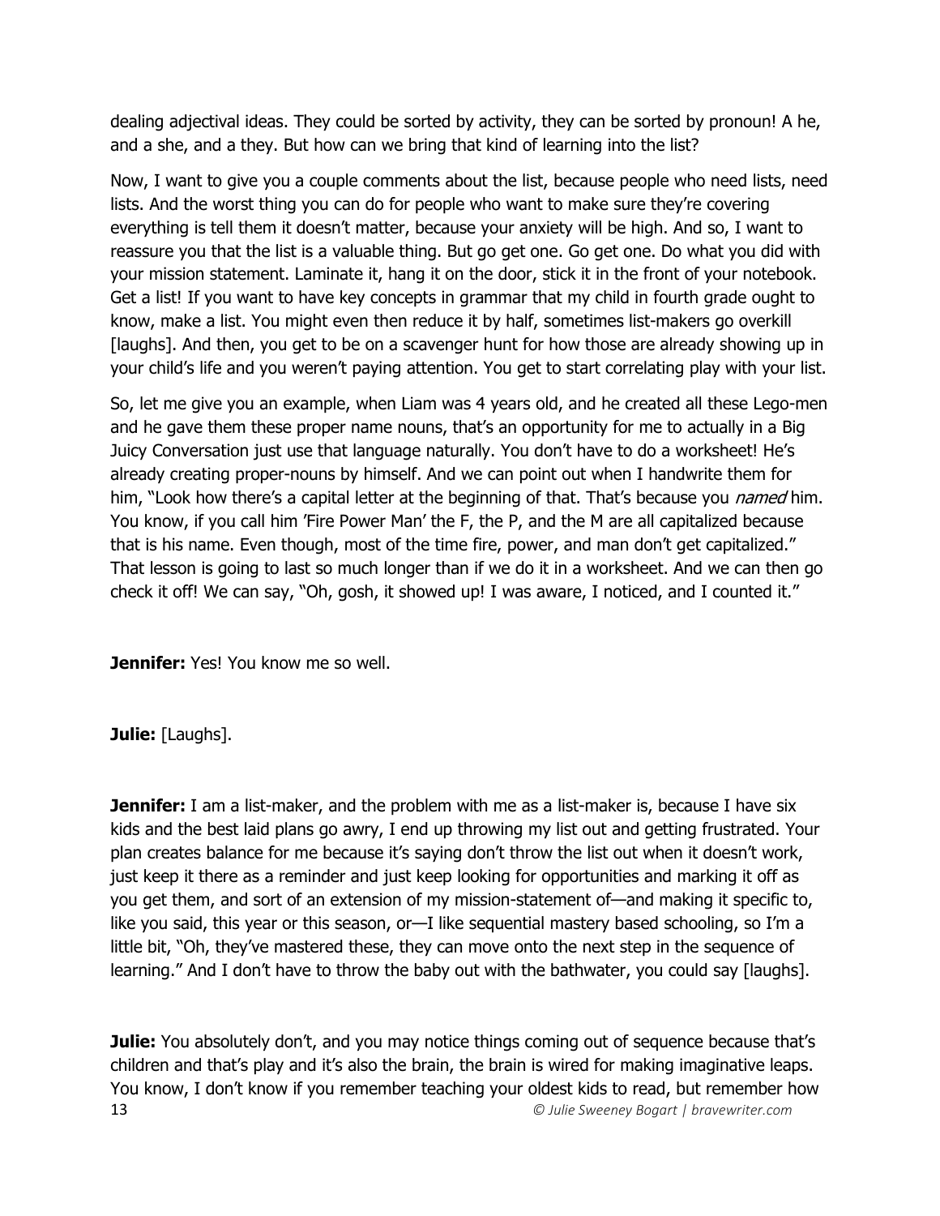dealing adjectival ideas. They could be sorted by activity, they can be sorted by pronoun! A he, and a she, and a they. But how can we bring that kind of learning into the list?

Now, I want to give you a couple comments about the list, because people who need lists, need lists. And the worst thing you can do for people who want to make sure they're covering everything is tell them it doesn't matter, because your anxiety will be high. And so, I want to reassure you that the list is a valuable thing. But go get one. Go get one. Do what you did with your mission statement. Laminate it, hang it on the door, stick it in the front of your notebook. Get a list! If you want to have key concepts in grammar that my child in fourth grade ought to know, make a list. You might even then reduce it by half, sometimes list-makers go overkill [laughs]. And then, you get to be on a scavenger hunt for how those are already showing up in your child's life and you weren't paying attention. You get to start correlating play with your list.

So, let me give you an example, when Liam was 4 years old, and he created all these Lego-men and he gave them these proper name nouns, that's an opportunity for me to actually in a Big Juicy Conversation just use that language naturally. You don't have to do a worksheet! He's already creating proper-nouns by himself. And we can point out when I handwrite them for him, "Look how there's a capital letter at the beginning of that. That's because you *named* him. You know, if you call him 'Fire Power Man' the F, the P, and the M are all capitalized because that is his name. Even though, most of the time fire, power, and man don't get capitalized." That lesson is going to last so much longer than if we do it in a worksheet. And we can then go check it off! We can say, "Oh, gosh, it showed up! I was aware, I noticed, and I counted it."

**Jennifer:** Yes! You know me so well.

**Julie:** [Laughs].

**Jennifer:** I am a list-maker, and the problem with me as a list-maker is, because I have six kids and the best laid plans go awry, I end up throwing my list out and getting frustrated. Your plan creates balance for me because it's saying don't throw the list out when it doesn't work, just keep it there as a reminder and just keep looking for opportunities and marking it off as you get them, and sort of an extension of my mission-statement of—and making it specific to, like you said, this year or this season, or—I like sequential mastery based schooling, so I'm a little bit, "Oh, they've mastered these, they can move onto the next step in the sequence of learning." And I don't have to throw the baby out with the bathwater, you could say [laughs].

**Julie:** You absolutely don't, and you may notice things coming out of sequence because that's children and that's play and it's also the brain, the brain is wired for making imaginative leaps. You know, I don't know if you remember teaching your oldest kids to read, but remember how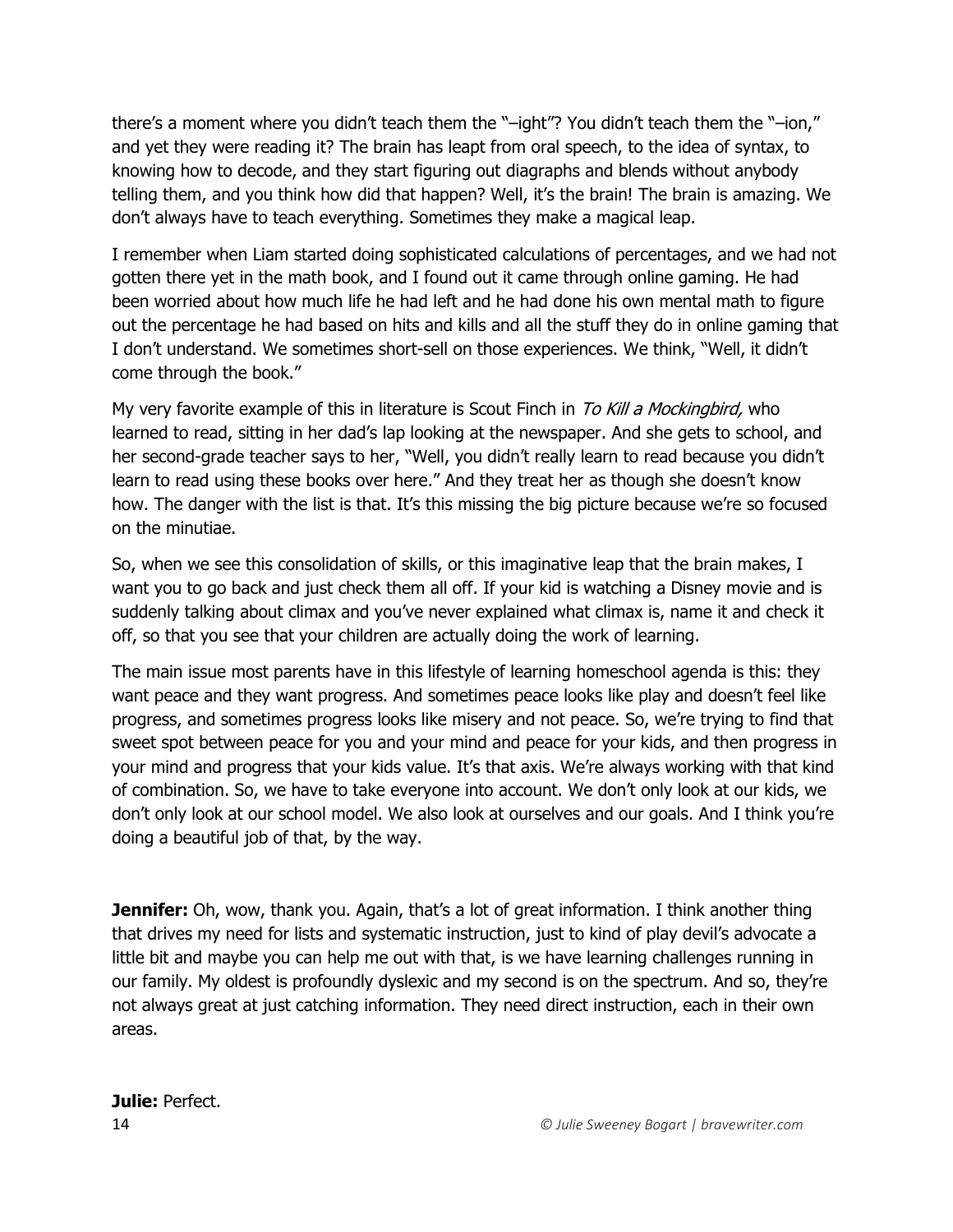there's a moment where you didn't teach them the "–ight"? You didn't teach them the "–ion," and yet they were reading it? The brain has leapt from oral speech, to the idea of syntax, to knowing how to decode, and they start figuring out diagraphs and blends without anybody telling them, and you think how did that happen? Well, it's the brain! The brain is amazing. We don't always have to teach everything. Sometimes they make a magical leap.

I remember when Liam started doing sophisticated calculations of percentages, and we had not gotten there yet in the math book, and I found out it came through online gaming. He had been worried about how much life he had left and he had done his own mental math to figure out the percentage he had based on hits and kills and all the stuff they do in online gaming that I don't understand. We sometimes short-sell on those experiences. We think, "Well, it didn't come through the book."

My very favorite example of this in literature is Scout Finch in *To Kill a Mockingbird,* who learned to read, sitting in her dad's lap looking at the newspaper. And she gets to school, and her second-grade teacher says to her, "Well, you didn't really learn to read because you didn't learn to read using these books over here." And they treat her as though she doesn't know how. The danger with the list is that. It's this missing the big picture because we're so focused on the minutiae.

So, when we see this consolidation of skills, or this imaginative leap that the brain makes, I want you to go back and just check them all off. If your kid is watching a Disney movie and is suddenly talking about climax and you've never explained what climax is, name it and check it off, so that you see that your children are actually doing the work of learning.

The main issue most parents have in this lifestyle of learning homeschool agenda is this: they want peace and they want progress. And sometimes peace looks like play and doesn't feel like progress, and sometimes progress looks like misery and not peace. So, we're trying to find that sweet spot between peace for you and your mind and peace for your kids, and then progress in your mind and progress that your kids value. It's that axis. We're always working with that kind of combination. So, we have to take everyone into account. We don't only look at our kids, we don't only look at our school model. We also look at ourselves and our goals. And I think you're doing a beautiful job of that, by the way.

**Jennifer:** Oh, wow, thank you. Again, that's a lot of great information. I think another thing that drives my need for lists and systematic instruction, just to kind of play devil's advocate a little bit and maybe you can help me out with that, is we have learning challenges running in our family. My oldest is profoundly dyslexic and my second is on the spectrum. And so, they're not always great at just catching information. They need direct instruction, each in their own areas.

**Julie:** Perfect.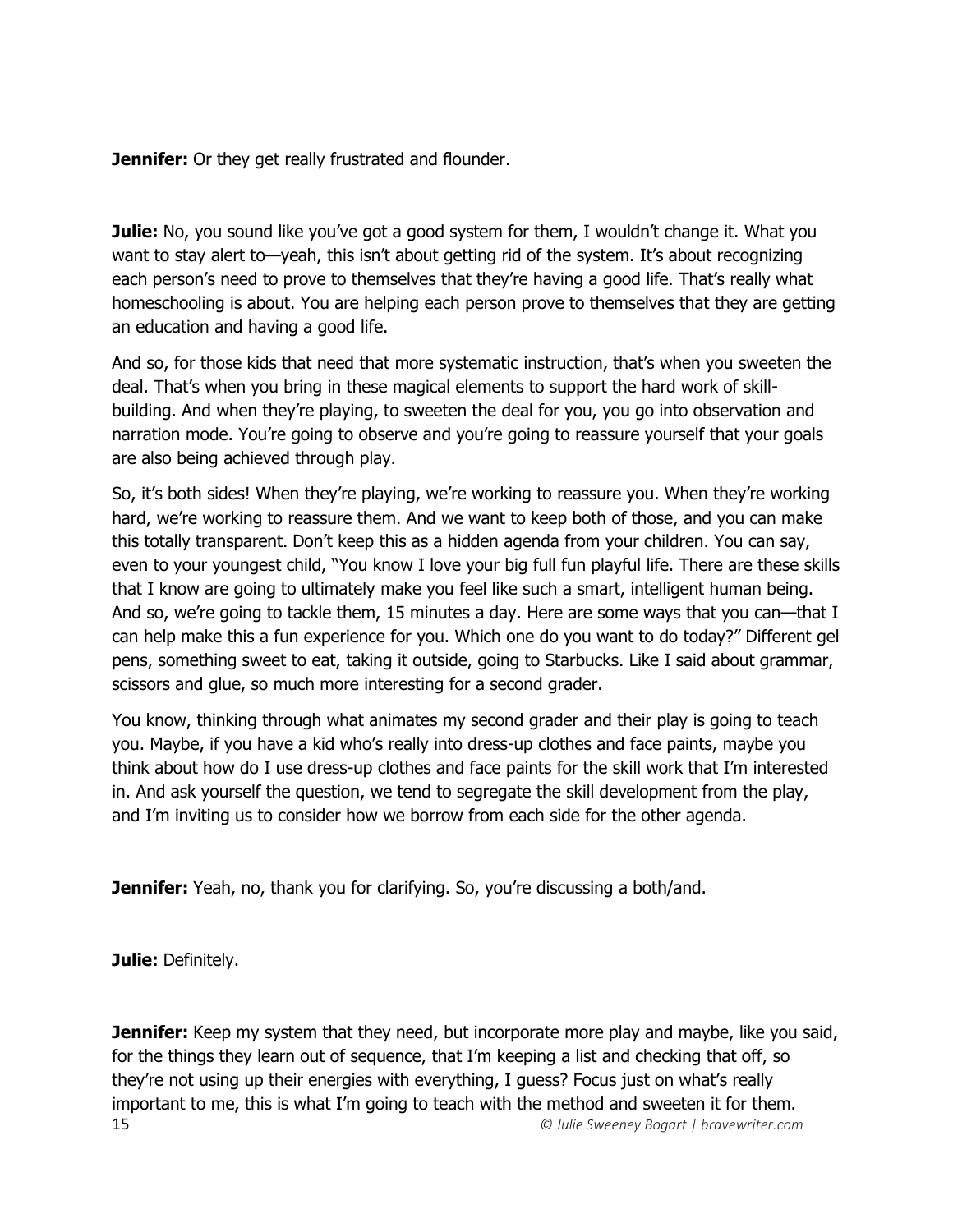**Jennifer:** Or they get really frustrated and flounder.

**Julie:** No, you sound like you've got a good system for them, I wouldn't change it. What you want to stay alert to—yeah, this isn't about getting rid of the system. It's about recognizing each person's need to prove to themselves that they're having a good life. That's really what homeschooling is about. You are helping each person prove to themselves that they are getting an education and having a good life.

And so, for those kids that need that more systematic instruction, that's when you sweeten the deal. That's when you bring in these magical elements to support the hard work of skill-building. And when they're playing, to sweeten the deal for you, you go into observation and narration mode. You're going to observe and you're going to reassure yourself that your goals are also being achieved through play.

So, it's both sides! When they're playing, we're working to reassure you. When they're working hard, we're working to reassure them. And we want to keep both of those, and you can make this totally transparent. Don't keep this as a hidden agenda from your children. You can say, even to your youngest child, "You know I love your big full fun playful life. There are these skills that I know are going to ultimately make you feel like such a smart, intelligent human being. And so, we're going to tackle them, 15 minutes a day. Here are some ways that you can—that I can help make this a fun experience for you. Which one do you want to do today?" Different gel pens, something sweet to eat, taking it outside, going to Starbucks. Like I said about grammar, scissors and glue, so much more interesting for a second grader.

You know, thinking through what animates my second grader and their play is going to teach you. Maybe, if you have a kid who's really into dress-up clothes and face paints, maybe you think about how do I use dress-up clothes and face paints for the skill work that I'm interested in. And ask yourself the question, we tend to segregate the skill development from the play, and I'm inviting us to consider how we borrow from each side for the other agenda.

**Jennifer:** Yeah, no, thank you for clarifying. So, you're discussing a both/and.

**Julie:** Definitely.

**Jennifer:** Keep my system that they need, but incorporate more play and maybe, like you said, for the things they learn out of sequence, that I'm keeping a list and checking that off, so they're not using up their energies with everything, I guess? Focus just on what's really important to me, this is what I'm going to teach with the method and sweeten it for them.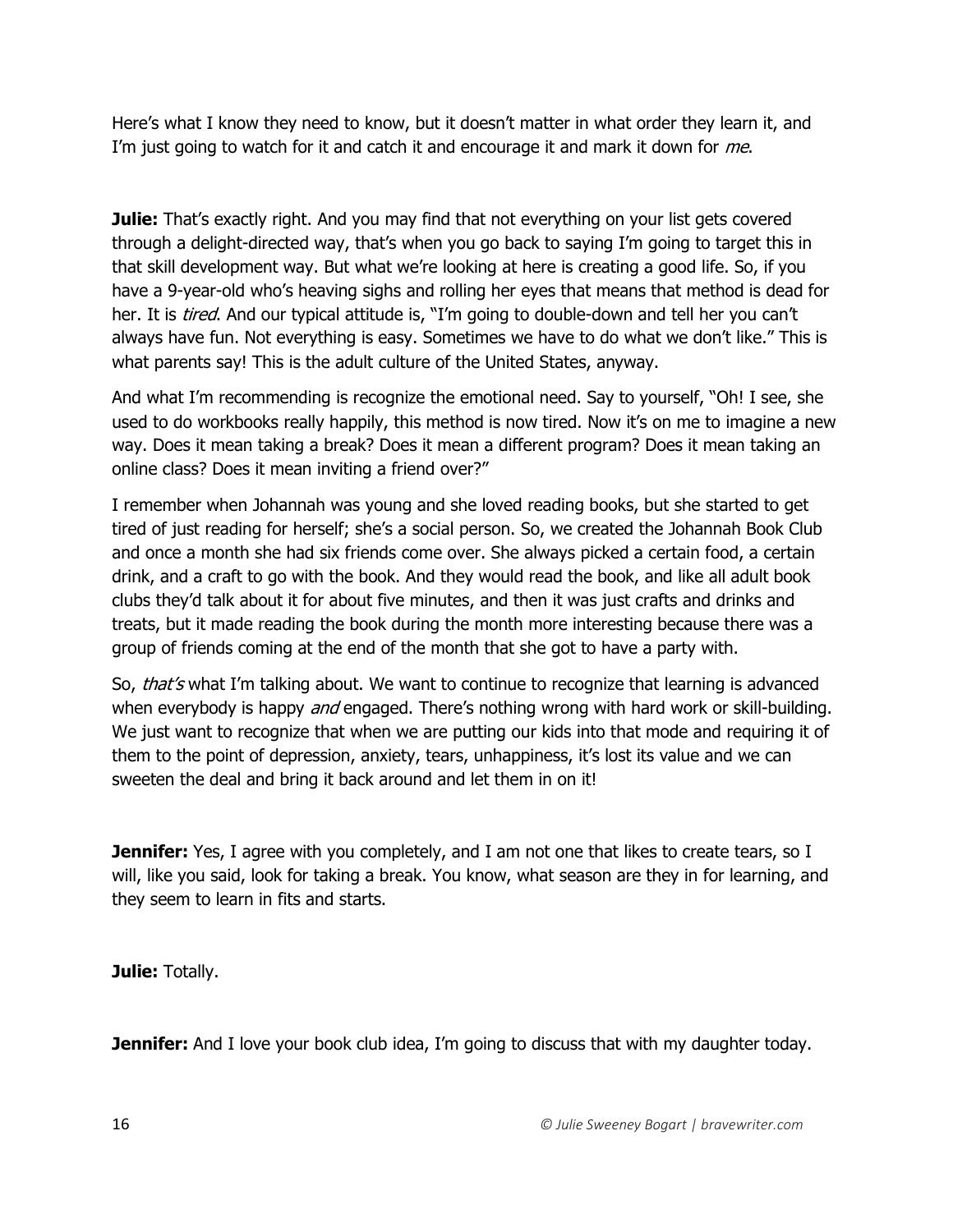Here's what I know they need to know, but it doesn't matter in what order they learn it, and I'm just going to watch for it and catch it and encourage it and mark it down for *me*.

**Julie:** That's exactly right. And you may find that not everything on your list gets covered through a delight-directed way, that's when you go back to saying I'm going to target this in that skill development way. But what we're looking at here is creating a good life. So, if you have a 9-year-old who's heaving sighs and rolling her eyes that means that method is dead for her. It is *tired*. And our typical attitude is, "I'm going to double-down and tell her you can't always have fun. Not everything is easy. Sometimes we have to do what we don't like." This is what parents say! This is the adult culture of the United States, anyway.

And what I'm recommending is recognize the emotional need. Say to yourself, "Oh! I see, she used to do workbooks really happily, this method is now tired. Now it's on me to imagine a new way. Does it mean taking a break? Does it mean a different program? Does it mean taking an online class? Does it mean inviting a friend over?"

I remember when Johannah was young and she loved reading books, but she started to get tired of just reading for herself; she's a social person. So, we created the Johannah Book Club and once a month she had six friends come over. She always picked a certain food, a certain drink, and a craft to go with the book. And they would read the book, and like all adult book clubs they'd talk about it for about five minutes, and then it was just crafts and drinks and treats, but it made reading the book during the month more interesting because there was a group of friends coming at the end of the month that she got to have a party with.

So, *that's* what I'm talking about. We want to continue to recognize that learning is advanced when everybody is happy *and* engaged. There's nothing wrong with hard work or skill-building. We just want to recognize that when we are putting our kids into that mode and requiring it of them to the point of depression, anxiety, tears, unhappiness, it's lost its value and we can sweeten the deal and bring it back around and let them in on it!

**Jennifer:** Yes, I agree with you completely, and I am not one that likes to create tears, so I will, like you said, look for taking a break. You know, what season are they in for learning, and they seem to learn in fits and starts.

**Julie:** Totally.

**Jennifer:** And I love your book club idea, I'm going to discuss that with my daughter today.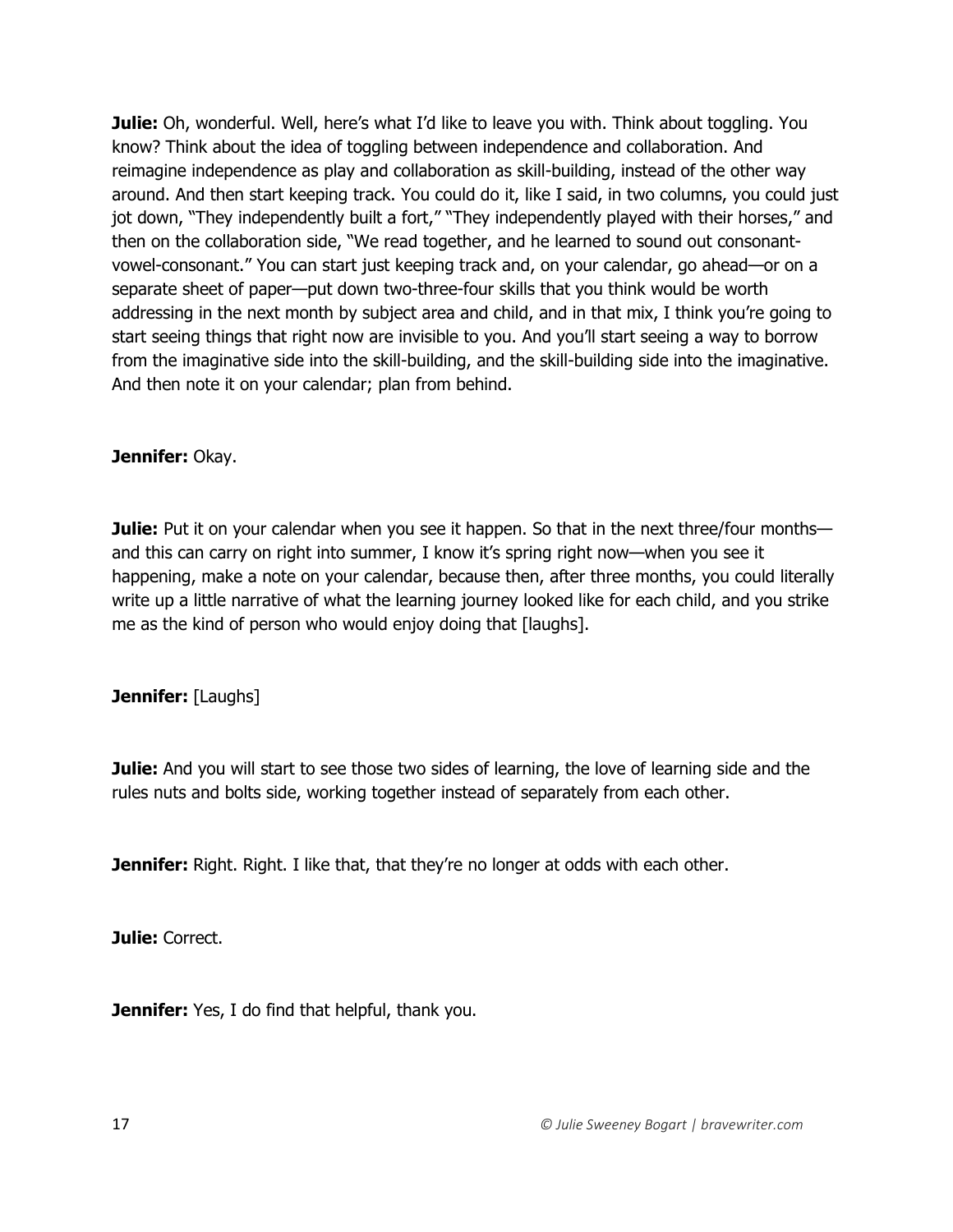**Julie:** Oh, wonderful. Well, here's what I'd like to leave you with. Think about toggling. You know? Think about the idea of toggling between independence and collaboration. And reimagine independence as play and collaboration as skill-building, instead of the other way around. And then start keeping track. You could do it, like I said, in two columns, you could just jot down, "They independently built a fort," "They independently played with their horses," and then on the collaboration side, "We read together, and he learned to sound out consonant-vowel-consonant." You can start just keeping track and, on your calendar, go ahead—or on a separate sheet of paper—put down two-three-four skills that you think would be worth addressing in the next month by subject area and child, and in that mix, I think you're going to start seeing things that right now are invisible to you. And you'll start seeing a way to borrow from the imaginative side into the skill-building, and the skill-building side into the imaginative. And then note it on your calendar; plan from behind.

**Jennifer:** Okay.

**Julie:** Put it on your calendar when you see it happen. So that in the next three/four months—and this can carry on right into summer, I know it's spring right now—when you see it happening, make a note on your calendar, because then, after three months, you could literally write up a little narrative of what the learning journey looked like for each child, and you strike me as the kind of person who would enjoy doing that [laughs].

**Jennifer:** [Laughs]

**Julie:** And you will start to see those two sides of learning, the love of learning side and the rules nuts and bolts side, working together instead of separately from each other.

**Jennifer:** Right. Right. I like that, that they're no longer at odds with each other.

**Julie:** Correct.

**Jennifer:** Yes, I do find that helpful, thank you.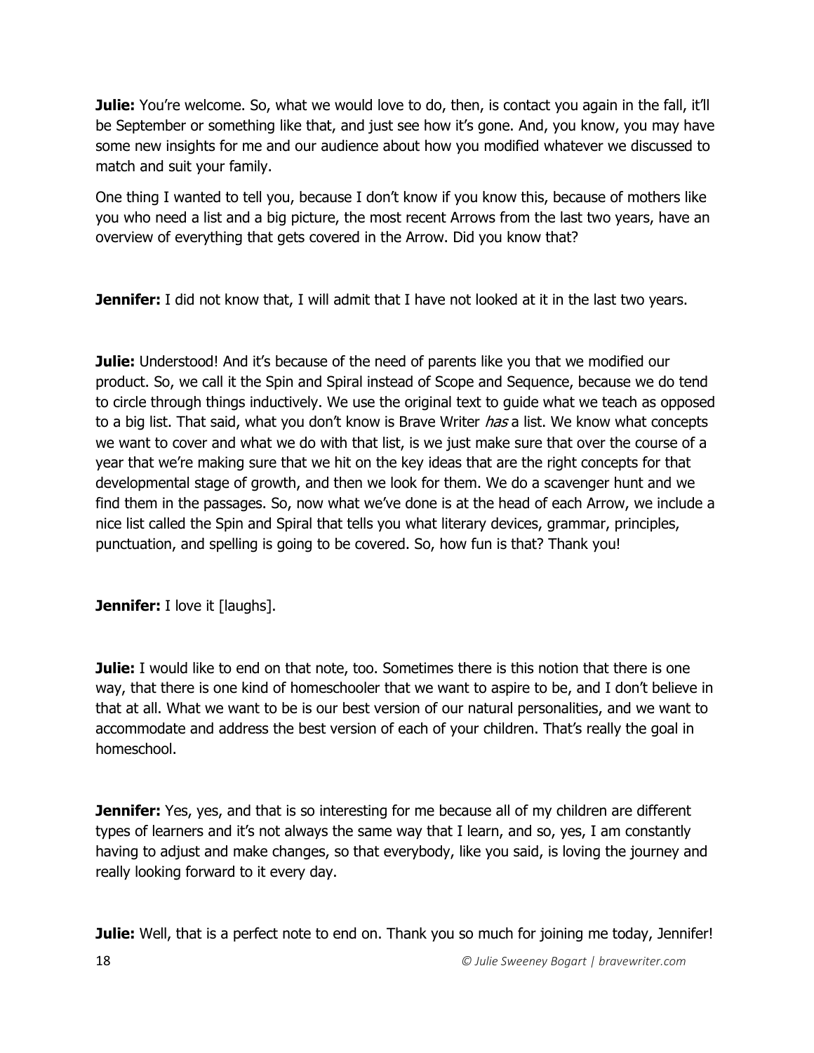**Julie:** You're welcome. So, what we would love to do, then, is contact you again in the fall, it'll be September or something like that, and just see how it's gone. And, you know, you may have some new insights for me and our audience about how you modified whatever we discussed to match and suit your family.

One thing I wanted to tell you, because I don't know if you know this, because of mothers like you who need a list and a big picture, the most recent Arrows from the last two years, have an overview of everything that gets covered in the Arrow. Did you know that?

**Jennifer:** I did not know that, I will admit that I have not looked at it in the last two years.

**Julie:** Understood! And it's because of the need of parents like you that we modified our product. So, we call it the Spin and Spiral instead of Scope and Sequence, because we do tend to circle through things inductively. We use the original text to guide what we teach as opposed to a big list. That said, what you don't know is Brave Writer *has* a list. We know what concepts we want to cover and what we do with that list, is we just make sure that over the course of a year that we're making sure that we hit on the key ideas that are the right concepts for that developmental stage of growth, and then we look for them. We do a scavenger hunt and we find them in the passages. So, now what we've done is at the head of each Arrow, we include a nice list called the Spin and Spiral that tells you what literary devices, grammar, principles, punctuation, and spelling is going to be covered. So, how fun is that? Thank you!

**Jennifer:** I love it [laughs].

**Julie:** I would like to end on that note, too. Sometimes there is this notion that there is one way, that there is one kind of homeschooler that we want to aspire to be, and I don't believe in that at all. What we want to be is our best version of our natural personalities, and we want to accommodate and address the best version of each of your children. That's really the goal in homeschool.

**Jennifer:** Yes, yes, and that is so interesting for me because all of my children are different types of learners and it's not always the same way that I learn, and so, yes, I am constantly having to adjust and make changes, so that everybody, like you said, is loving the journey and really looking forward to it every day.

**Julie:** Well, that is a perfect note to end on. Thank you so much for joining me today, Jennifer!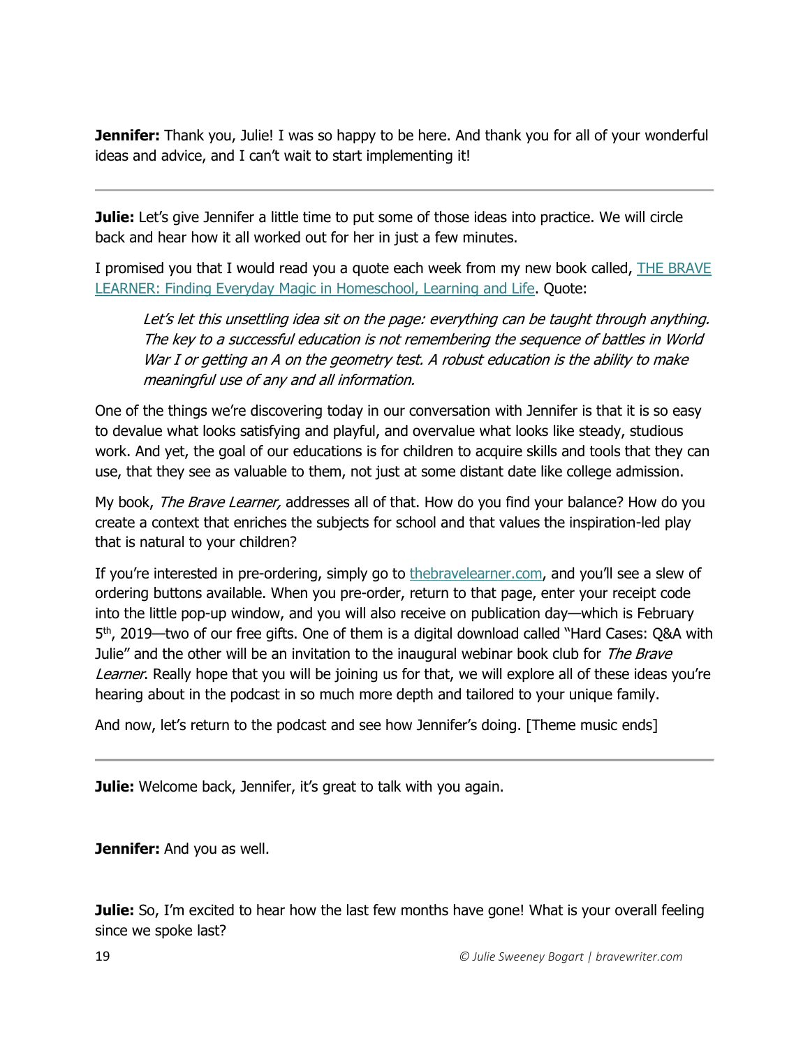**Jennifer:** Thank you, Julie! I was so happy to be here. And thank you for all of your wonderful ideas and advice, and I can't wait to start implementing it!

---

**Julie:** Let's give Jennifer a little time to put some of those ideas into practice. We will circle back and hear how it all worked out for her in just a few minutes.

I promised you that I would read you a quote each week from my new book called, [THE BRAVE LEARNER: Finding Everyday Magic in Homeschool, Learning and Life](). Quote:

> *Let's let this unsettling idea sit on the page: everything can be taught through anything. The key to a successful education is not remembering the sequence of battles in World War I or getting an A on the geometry test. A robust education is the ability to make meaningful use of any and all information.*

One of the things we're discovering today in our conversation with Jennifer is that it is so easy to devalue what looks satisfying and playful, and overvalue what looks like steady, studious work. And yet, the goal of our educations is for children to acquire skills and tools that they can use, that they see as valuable to them, not just at some distant date like college admission.

My book, *The Brave Learner,* addresses all of that. How do you find your balance? How do you create a context that enriches the subjects for school and that values the inspiration-led play that is natural to your children?

If you're interested in pre-ordering, simply go to [thebravelearner.com](), and you'll see a slew of ordering buttons available. When you pre-order, return to that page, enter your receipt code into the little pop-up window, and you will also receive on publication day—which is February 5th, 2019—two of our free gifts. One of them is a digital download called "Hard Cases: Q&A with Julie" and the other will be an invitation to the inaugural webinar book club for *The Brave Learner*. Really hope that you will be joining us for that, we will explore all of these ideas you're hearing about in the podcast in so much more depth and tailored to your unique family.

And now, let's return to the podcast and see how Jennifer's doing. [Theme music ends]

---

**Julie:** Welcome back, Jennifer, it's great to talk with you again.

**Jennifer:** And you as well.

**Julie:** So, I'm excited to hear how the last few months have gone! What is your overall feeling since we spoke last?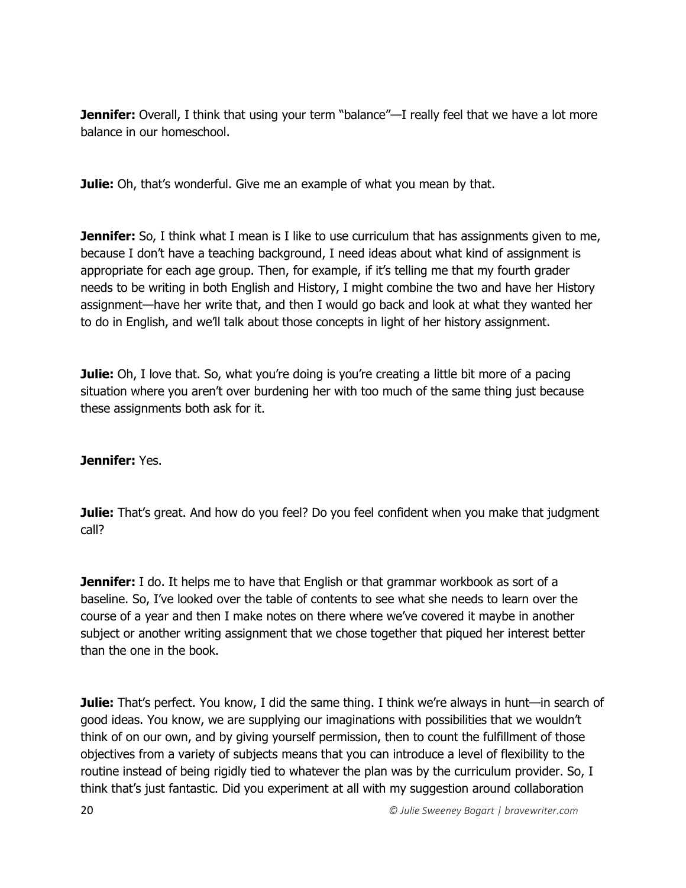**Jennifer:** Overall, I think that using your term "balance"—I really feel that we have a lot more balance in our homeschool.

**Julie:** Oh, that's wonderful. Give me an example of what you mean by that.

**Jennifer:** So, I think what I mean is I like to use curriculum that has assignments given to me, because I don't have a teaching background, I need ideas about what kind of assignment is appropriate for each age group. Then, for example, if it's telling me that my fourth grader needs to be writing in both English and History, I might combine the two and have her History assignment—have her write that, and then I would go back and look at what they wanted her to do in English, and we'll talk about those concepts in light of her history assignment.

**Julie:** Oh, I love that. So, what you're doing is you're creating a little bit more of a pacing situation where you aren't over burdening her with too much of the same thing just because these assignments both ask for it.

**Jennifer:** Yes.

**Julie:** That's great. And how do you feel? Do you feel confident when you make that judgment call?

**Jennifer:** I do. It helps me to have that English or that grammar workbook as sort of a baseline. So, I've looked over the table of contents to see what she needs to learn over the course of a year and then I make notes on there where we've covered it maybe in another subject or another writing assignment that we chose together that piqued her interest better than the one in the book.

**Julie:** That's perfect. You know, I did the same thing. I think we're always in hunt—in search of good ideas. You know, we are supplying our imaginations with possibilities that we wouldn't think of on our own, and by giving yourself permission, then to count the fulfillment of those objectives from a variety of subjects means that you can introduce a level of flexibility to the routine instead of being rigidly tied to whatever the plan was by the curriculum provider. So, I think that's just fantastic. Did you experiment at all with my suggestion around collaboration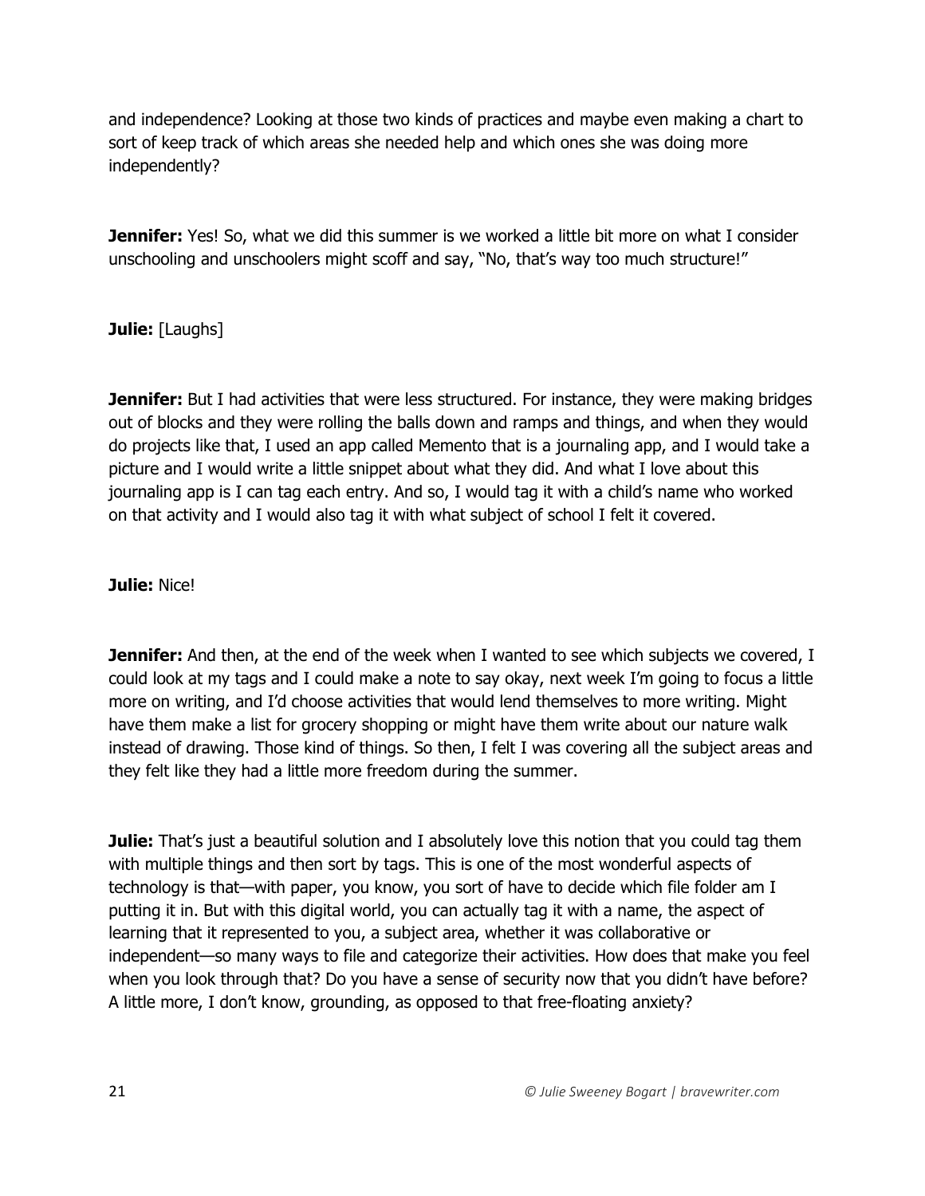and independence? Looking at those two kinds of practices and maybe even making a chart to sort of keep track of which areas she needed help and which ones she was doing more independently?

**Jennifer:** Yes! So, what we did this summer is we worked a little bit more on what I consider unschooling and unschoolers might scoff and say, "No, that's way too much structure!"

**Julie:** [Laughs]

**Jennifer:** But I had activities that were less structured. For instance, they were making bridges out of blocks and they were rolling the balls down and ramps and things, and when they would do projects like that, I used an app called Memento that is a journaling app, and I would take a picture and I would write a little snippet about what they did. And what I love about this journaling app is I can tag each entry. And so, I would tag it with a child's name who worked on that activity and I would also tag it with what subject of school I felt it covered.

**Julie:** Nice!

**Jennifer:** And then, at the end of the week when I wanted to see which subjects we covered, I could look at my tags and I could make a note to say okay, next week I'm going to focus a little more on writing, and I'd choose activities that would lend themselves to more writing. Might have them make a list for grocery shopping or might have them write about our nature walk instead of drawing. Those kind of things. So then, I felt I was covering all the subject areas and they felt like they had a little more freedom during the summer.

**Julie:** That's just a beautiful solution and I absolutely love this notion that you could tag them with multiple things and then sort by tags. This is one of the most wonderful aspects of technology is that—with paper, you know, you sort of have to decide which file folder am I putting it in. But with this digital world, you can actually tag it with a name, the aspect of learning that it represented to you, a subject area, whether it was collaborative or independent—so many ways to file and categorize their activities. How does that make you feel when you look through that? Do you have a sense of security now that you didn't have before? A little more, I don't know, grounding, as opposed to that free-floating anxiety?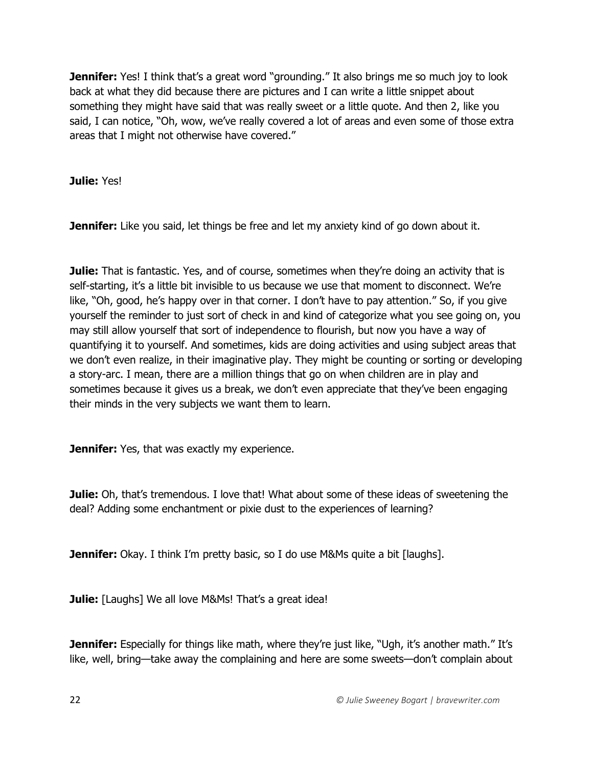**Jennifer:** Yes! I think that's a great word "grounding." It also brings me so much joy to look back at what they did because there are pictures and I can write a little snippet about something they might have said that was really sweet or a little quote. And then 2, like you said, I can notice, "Oh, wow, we've really covered a lot of areas and even some of those extra areas that I might not otherwise have covered."

**Julie:** Yes!

**Jennifer:** Like you said, let things be free and let my anxiety kind of go down about it.

**Julie:** That is fantastic. Yes, and of course, sometimes when they're doing an activity that is self-starting, it's a little bit invisible to us because we use that moment to disconnect. We're like, "Oh, good, he's happy over in that corner. I don't have to pay attention." So, if you give yourself the reminder to just sort of check in and kind of categorize what you see going on, you may still allow yourself that sort of independence to flourish, but now you have a way of quantifying it to yourself. And sometimes, kids are doing activities and using subject areas that we don't even realize, in their imaginative play. They might be counting or sorting or developing a story-arc. I mean, there are a million things that go on when children are in play and sometimes because it gives us a break, we don't even appreciate that they've been engaging their minds in the very subjects we want them to learn.

**Jennifer:** Yes, that was exactly my experience.

**Julie:** Oh, that's tremendous. I love that! What about some of these ideas of sweetening the deal? Adding some enchantment or pixie dust to the experiences of learning?

**Jennifer:** Okay. I think I'm pretty basic, so I do use M&Ms quite a bit [laughs].

**Julie:** [Laughs] We all love M&Ms! That's a great idea!

**Jennifer:** Especially for things like math, where they're just like, "Ugh, it's another math." It's like, well, bring—take away the complaining and here are some sweets—don't complain about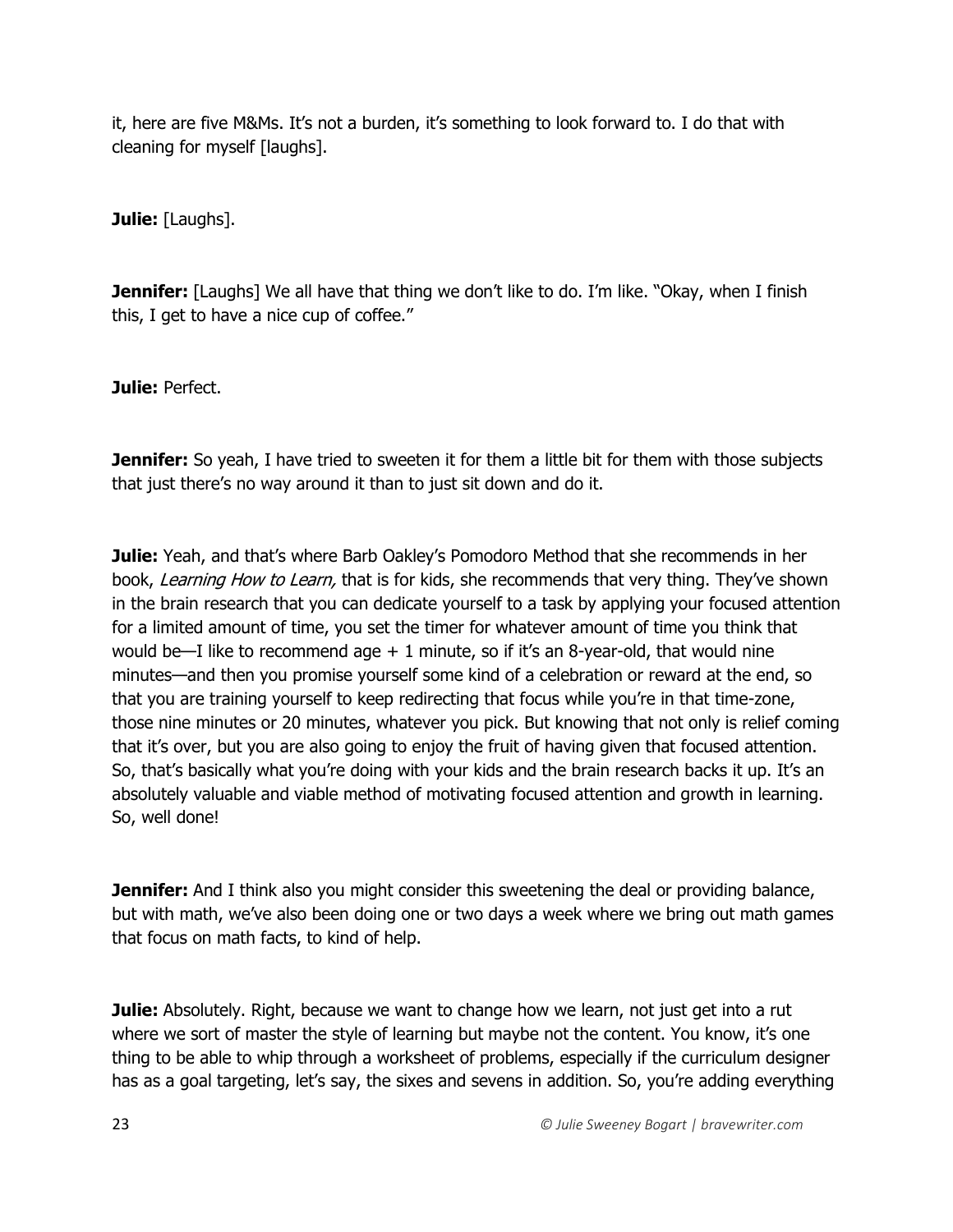it, here are five M&Ms. It's not a burden, it's something to look forward to. I do that with cleaning for myself [laughs].

**Julie:** [Laughs].

**Jennifer:** [Laughs] We all have that thing we don't like to do. I'm like. "Okay, when I finish this, I get to have a nice cup of coffee."

**Julie:** Perfect.

**Jennifer:** So yeah, I have tried to sweeten it for them a little bit for them with those subjects that just there's no way around it than to just sit down and do it.

**Julie:** Yeah, and that's where Barb Oakley's Pomodoro Method that she recommends in her book, *Learning How to Learn,* that is for kids, she recommends that very thing. They've shown in the brain research that you can dedicate yourself to a task by applying your focused attention for a limited amount of time, you set the timer for whatever amount of time you think that would be—I like to recommend age + 1 minute, so if it's an 8-year-old, that would nine minutes—and then you promise yourself some kind of a celebration or reward at the end, so that you are training yourself to keep redirecting that focus while you're in that time-zone, those nine minutes or 20 minutes, whatever you pick. But knowing that not only is relief coming that it's over, but you are also going to enjoy the fruit of having given that focused attention. So, that's basically what you're doing with your kids and the brain research backs it up. It's an absolutely valuable and viable method of motivating focused attention and growth in learning. So, well done!

**Jennifer:** And I think also you might consider this sweetening the deal or providing balance, but with math, we've also been doing one or two days a week where we bring out math games that focus on math facts, to kind of help.

**Julie:** Absolutely. Right, because we want to change how we learn, not just get into a rut where we sort of master the style of learning but maybe not the content. You know, it's one thing to be able to whip through a worksheet of problems, especially if the curriculum designer has as a goal targeting, let's say, the sixes and sevens in addition. So, you're adding everything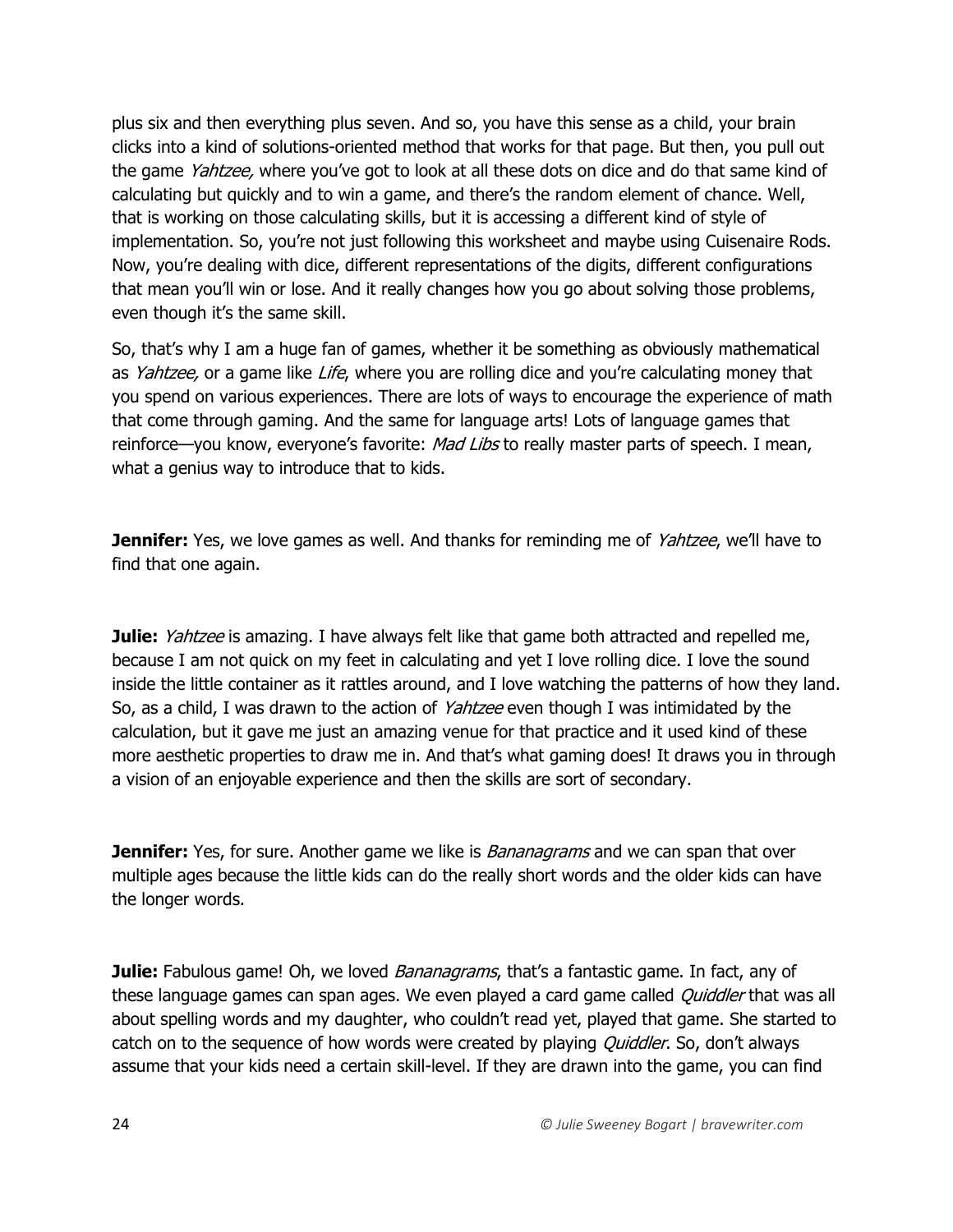plus six and then everything plus seven. And so, you have this sense as a child, your brain clicks into a kind of solutions-oriented method that works for that page. But then, you pull out the game *Yahtzee,* where you've got to look at all these dots on dice and do that same kind of calculating but quickly and to win a game, and there's the random element of chance. Well, that is working on those calculating skills, but it is accessing a different kind of style of implementation. So, you're not just following this worksheet and maybe using Cuisenaire Rods. Now, you're dealing with dice, different representations of the digits, different configurations that mean you'll win or lose. And it really changes how you go about solving those problems, even though it's the same skill.

So, that's why I am a huge fan of games, whether it be something as obviously mathematical as *Yahtzee,* or a game like *Life*, where you are rolling dice and you're calculating money that you spend on various experiences. There are lots of ways to encourage the experience of math that come through gaming. And the same for language arts! Lots of language games that reinforce—you know, everyone's favorite: *Mad Libs* to really master parts of speech. I mean, what a genius way to introduce that to kids.

**Jennifer:** Yes, we love games as well. And thanks for reminding me of *Yahtzee*, we'll have to find that one again.

**Julie:** *Yahtzee* is amazing. I have always felt like that game both attracted and repelled me, because I am not quick on my feet in calculating and yet I love rolling dice. I love the sound inside the little container as it rattles around, and I love watching the patterns of how they land. So, as a child, I was drawn to the action of *Yahtzee* even though I was intimidated by the calculation, but it gave me just an amazing venue for that practice and it used kind of these more aesthetic properties to draw me in. And that's what gaming does! It draws you in through a vision of an enjoyable experience and then the skills are sort of secondary.

**Jennifer:** Yes, for sure. Another game we like is *Bananagrams* and we can span that over multiple ages because the little kids can do the really short words and the older kids can have the longer words.

**Julie:** Fabulous game! Oh, we loved *Bananagrams*, that's a fantastic game. In fact, any of these language games can span ages. We even played a card game called *Quiddler* that was all about spelling words and my daughter, who couldn't read yet, played that game. She started to catch on to the sequence of how words were created by playing *Quiddler*. So, don't always assume that your kids need a certain skill-level. If they are drawn into the game, you can find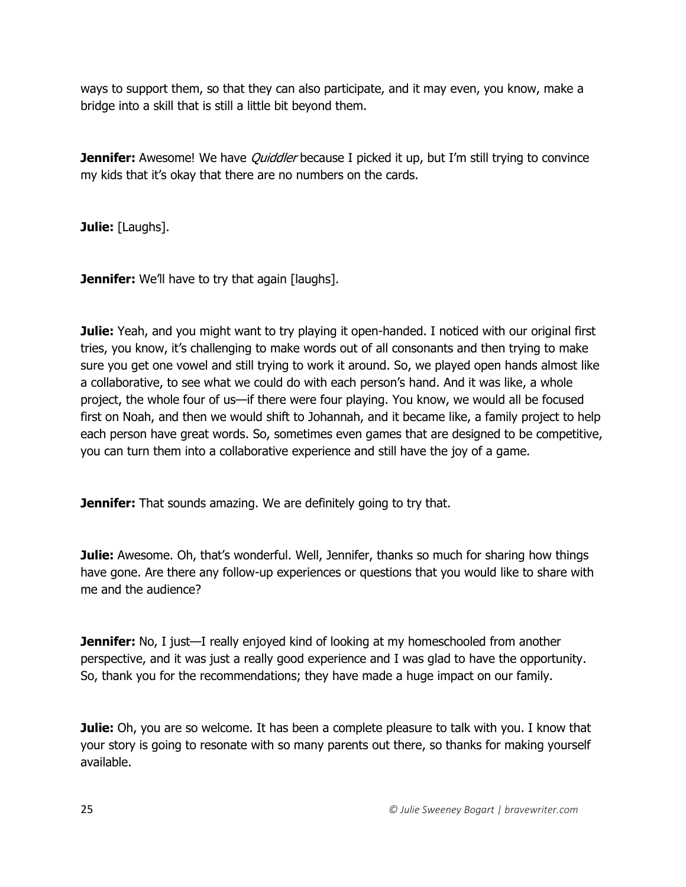ways to support them, so that they can also participate, and it may even, you know, make a bridge into a skill that is still a little bit beyond them.

**Jennifer:** Awesome! We have *Quiddler* because I picked it up, but I'm still trying to convince my kids that it's okay that there are no numbers on the cards.

**Julie:** [Laughs].

**Jennifer:** We'll have to try that again [laughs].

**Julie:** Yeah, and you might want to try playing it open-handed. I noticed with our original first tries, you know, it's challenging to make words out of all consonants and then trying to make sure you get one vowel and still trying to work it around. So, we played open hands almost like a collaborative, to see what we could do with each person's hand. And it was like, a whole project, the whole four of us—if there were four playing. You know, we would all be focused first on Noah, and then we would shift to Johannah, and it became like, a family project to help each person have great words. So, sometimes even games that are designed to be competitive, you can turn them into a collaborative experience and still have the joy of a game.

**Jennifer:** That sounds amazing. We are definitely going to try that.

**Julie:** Awesome. Oh, that's wonderful. Well, Jennifer, thanks so much for sharing how things have gone. Are there any follow-up experiences or questions that you would like to share with me and the audience?

**Jennifer:** No, I just—I really enjoyed kind of looking at my homeschooled from another perspective, and it was just a really good experience and I was glad to have the opportunity. So, thank you for the recommendations; they have made a huge impact on our family.

**Julie:** Oh, you are so welcome. It has been a complete pleasure to talk with you. I know that your story is going to resonate with so many parents out there, so thanks for making yourself available.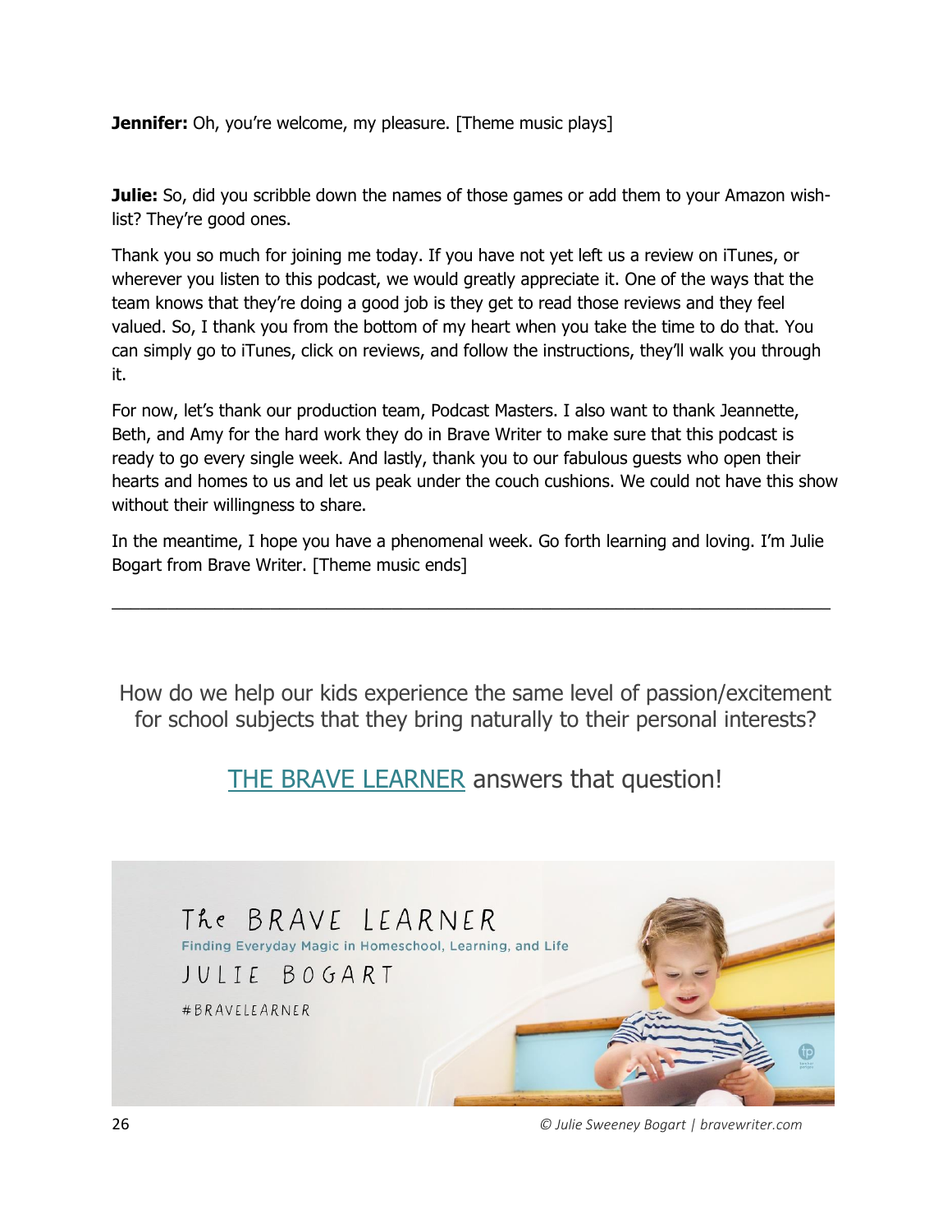**Jennifer:** Oh, you're welcome, my pleasure. [Theme music plays]

**Julie:** So, did you scribble down the names of those games or add them to your Amazon wish-list? They're good ones.

Thank you so much for joining me today. If you have not yet left us a review on iTunes, or wherever you listen to this podcast, we would greatly appreciate it. One of the ways that the team knows that they're doing a good job is they get to read those reviews and they feel valued. So, I thank you from the bottom of my heart when you take the time to do that. You can simply go to iTunes, click on reviews, and follow the instructions, they'll walk you through it.

For now, let's thank our production team, Podcast Masters. I also want to thank Jeannette, Beth, and Amy for the hard work they do in Brave Writer to make sure that this podcast is ready to go every single week. And lastly, thank you to our fabulous guests who open their hearts and homes to us and let us peak under the couch cushions. We could not have this show without their willingness to share.

In the meantime, I hope you have a phenomenal week. Go forth learning and loving. I'm Julie Bogart from Brave Writer. [Theme music ends]

---

How do we help our kids experience the same level of passion/excitement for school subjects that they bring naturally to their personal interests?

THE BRAVE LEARNER answers that question!

The BRAVE LEARNER

Finding Everyday Magic in Homeschool, Learning, and Life

JULIE BOGART

#BRAVELEARNER